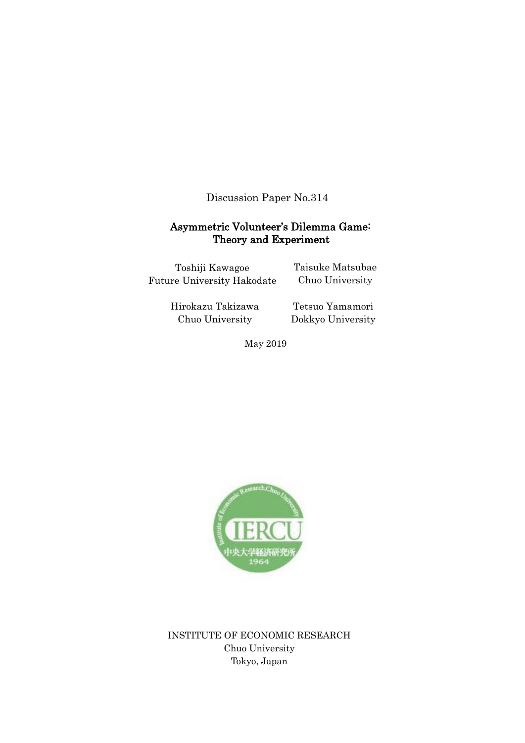Discussion Paper No.314

# Asymmetric Volunteer's Dilemma Game: Theory and Experiment

Toshiji Kawagoe
Future University Hakodate

Taisuke Matsubae
Chuo University

Hirokazu Takizawa
Chuo University

Tetsuo Yamamori
Dokkyo University

May 2019

INSTITUTE OF ECONOMIC RESEARCH
Chuo University
Tokyo, Japan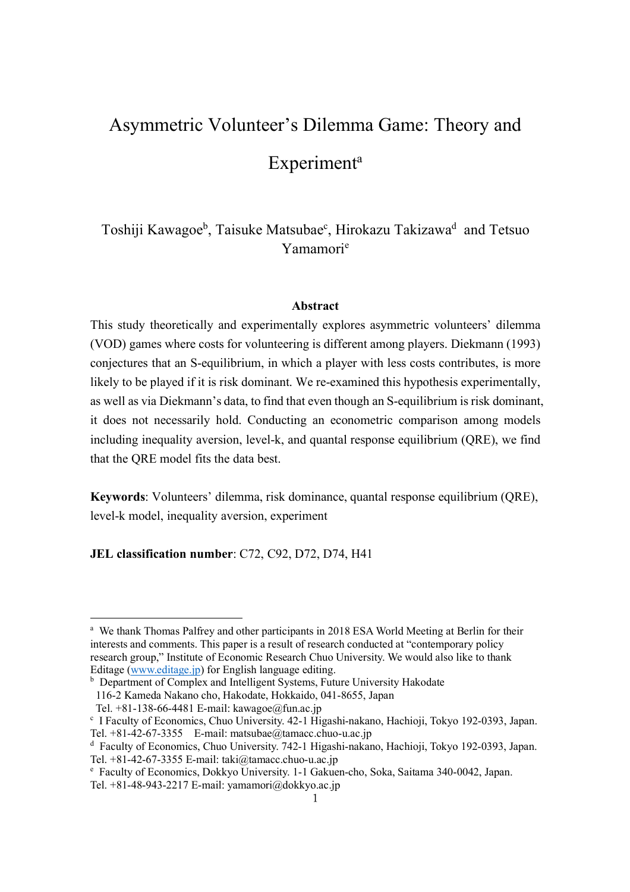# Asymmetric Volunteer's Dilemma Game: Theory and Experiment[a]

Toshiji Kawagoe[b], Taisuke Matsubae[c], Hirokazu Takizawa[d] and Tetsuo Yamamori[e]

### Abstract

This study theoretically and experimentally explores asymmetric volunteers' dilemma (VOD) games where costs for volunteering is different among players. Diekmann (1993) conjectures that an S-equilibrium, in which a player with less costs contributes, is more likely to be played if it is risk dominant. We re-examined this hypothesis experimentally, as well as via Diekmann's data, to find that even though an S-equilibrium is risk dominant, it does not necessarily hold. Conducting an econometric comparison among models including inequality aversion, level-k, and quantal response equilibrium (QRE), we find that the QRE model fits the data best.

**Keywords**: Volunteers' dilemma, risk dominance, quantal response equilibrium (QRE), level-k model, inequality aversion, experiment

**JEL classification number**: C72, C92, D72, D74, H41

---

[a] We thank Thomas Palfrey and other participants in 2018 ESA World Meeting at Berlin for their interests and comments. This paper is a result of research conducted at "contemporary policy research group," Institute of Economic Research Chuo University. We would also like to thank Editage (www.editage.jp) for English language editing.

[b] Department of Complex and Intelligent Systems, Future University Hakodate 116-2 Kameda Nakano cho, Hakodate, Hokkaido, 041-8655, Japan Tel. +81-138-66-4481 E-mail: kawagoe@fun.ac.jp

[c] I Faculty of Economics, Chuo University. 42-1 Higashi-nakano, Hachioji, Tokyo 192-0393, Japan. Tel. +81-42-67-3355 E-mail: matsubae@tamacc.chuo-u.ac.jp

[d] Faculty of Economics, Chuo University. 742-1 Higashi-nakano, Hachioji, Tokyo 192-0393, Japan. Tel. +81-42-67-3355 E-mail: taki@tamacc.chuo-u.ac.jp

[e] Faculty of Economics, Dokkyo University. 1-1 Gakuen-cho, Soka, Saitama 340-0042, Japan. Tel. +81-48-943-2217 E-mail: yamamori@dokkyo.ac.jp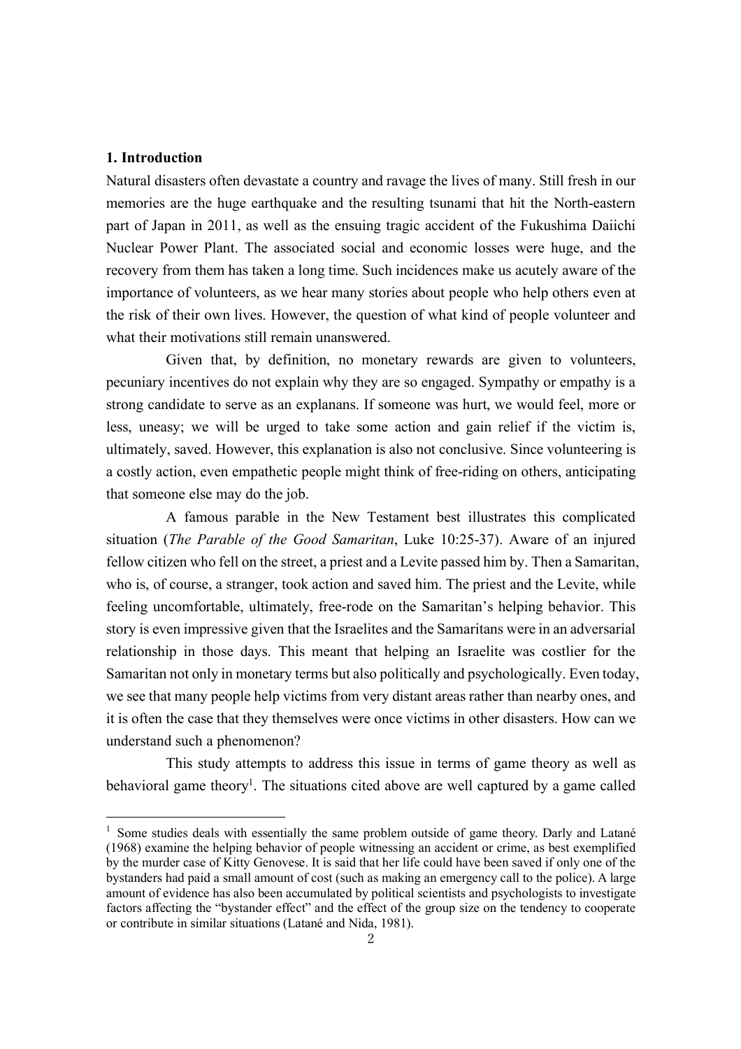## 1. Introduction

Natural disasters often devastate a country and ravage the lives of many. Still fresh in our memories are the huge earthquake and the resulting tsunami that hit the North-eastern part of Japan in 2011, as well as the ensuing tragic accident of the Fukushima Daiichi Nuclear Power Plant. The associated social and economic losses were huge, and the recovery from them has taken a long time. Such incidences make us acutely aware of the importance of volunteers, as we hear many stories about people who help others even at the risk of their own lives. However, the question of what kind of people volunteer and what their motivations still remain unanswered.

Given that, by definition, no monetary rewards are given to volunteers, pecuniary incentives do not explain why they are so engaged. Sympathy or empathy is a strong candidate to serve as an explanans. If someone was hurt, we would feel, more or less, uneasy; we will be urged to take some action and gain relief if the victim is, ultimately, saved. However, this explanation is also not conclusive. Since volunteering is a costly action, even empathetic people might think of free-riding on others, anticipating that someone else may do the job.

A famous parable in the New Testament best illustrates this complicated situation (*The Parable of the Good Samaritan*, Luke 10:25-37). Aware of an injured fellow citizen who fell on the street, a priest and a Levite passed him by. Then a Samaritan, who is, of course, a stranger, took action and saved him. The priest and the Levite, while feeling uncomfortable, ultimately, free-rode on the Samaritan's helping behavior. This story is even impressive given that the Israelites and the Samaritans were in an adversarial relationship in those days. This meant that helping an Israelite was costlier for the Samaritan not only in monetary terms but also politically and psychologically. Even today, we see that many people help victims from very distant areas rather than nearby ones, and it is often the case that they themselves were once victims in other disasters. How can we understand such a phenomenon?

This study attempts to address this issue in terms of game theory as well as behavioral game theory[1]. The situations cited above are well captured by a game called

[1] Some studies deals with essentially the same problem outside of game theory. Darly and Latané (1968) examine the helping behavior of people witnessing an accident or crime, as best exemplified by the murder case of Kitty Genovese. It is said that her life could have been saved if only one of the bystanders had paid a small amount of cost (such as making an emergency call to the police). A large amount of evidence has also been accumulated by political scientists and psychologists to investigate factors affecting the "bystander effect" and the effect of the group size on the tendency to cooperate or contribute in similar situations (Latané and Nida, 1981).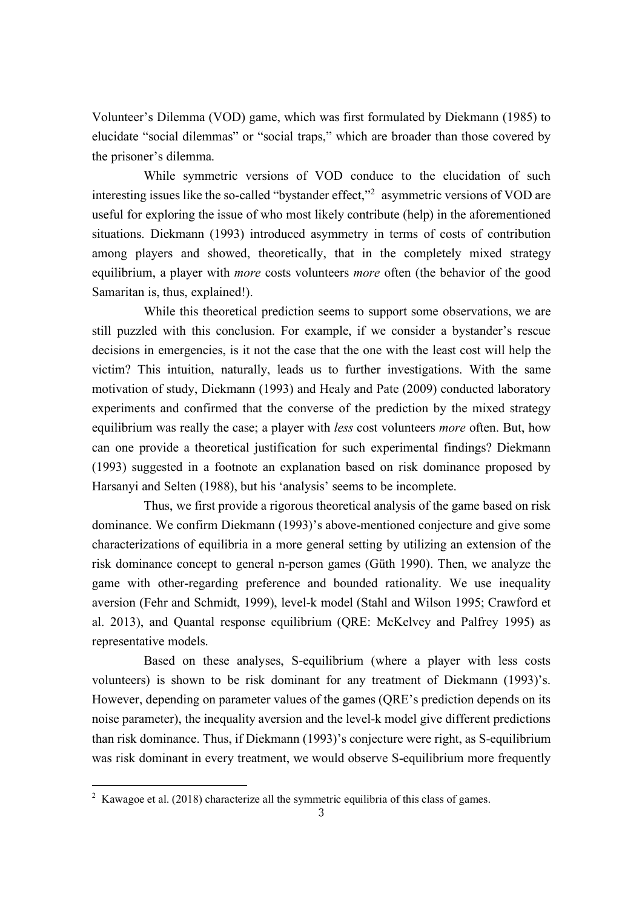Volunteer's Dilemma (VOD) game, which was first formulated by Diekmann (1985) to elucidate "social dilemmas" or "social traps," which are broader than those covered by the prisoner's dilemma.

While symmetric versions of VOD conduce to the elucidation of such interesting issues like the so-called "bystander effect,"[2] asymmetric versions of VOD are useful for exploring the issue of who most likely contribute (help) in the aforementioned situations. Diekmann (1993) introduced asymmetry in terms of costs of contribution among players and showed, theoretically, that in the completely mixed strategy equilibrium, a player with *more* costs volunteers *more* often (the behavior of the good Samaritan is, thus, explained!).

While this theoretical prediction seems to support some observations, we are still puzzled with this conclusion. For example, if we consider a bystander's rescue decisions in emergencies, is it not the case that the one with the least cost will help the victim? This intuition, naturally, leads us to further investigations. With the same motivation of study, Diekmann (1993) and Healy and Pate (2009) conducted laboratory experiments and confirmed that the converse of the prediction by the mixed strategy equilibrium was really the case; a player with *less* cost volunteers *more* often. But, how can one provide a theoretical justification for such experimental findings? Diekmann (1993) suggested in a footnote an explanation based on risk dominance proposed by Harsanyi and Selten (1988), but his 'analysis' seems to be incomplete.

Thus, we first provide a rigorous theoretical analysis of the game based on risk dominance. We confirm Diekmann (1993)'s above-mentioned conjecture and give some characterizations of equilibria in a more general setting by utilizing an extension of the risk dominance concept to general n-person games (Güth 1990). Then, we analyze the game with other-regarding preference and bounded rationality. We use inequality aversion (Fehr and Schmidt, 1999), level-k model (Stahl and Wilson 1995; Crawford et al. 2013), and Quantal response equilibrium (QRE: McKelvey and Palfrey 1995) as representative models.

Based on these analyses, S-equilibrium (where a player with less costs volunteers) is shown to be risk dominant for any treatment of Diekmann (1993)'s. However, depending on parameter values of the games (QRE's prediction depends on its noise parameter), the inequality aversion and the level-k model give different predictions than risk dominance. Thus, if Diekmann (1993)'s conjecture were right, as S-equilibrium was risk dominant in every treatment, we would observe S-equilibrium more frequently

[2] Kawagoe et al. (2018) characterize all the symmetric equilibria of this class of games.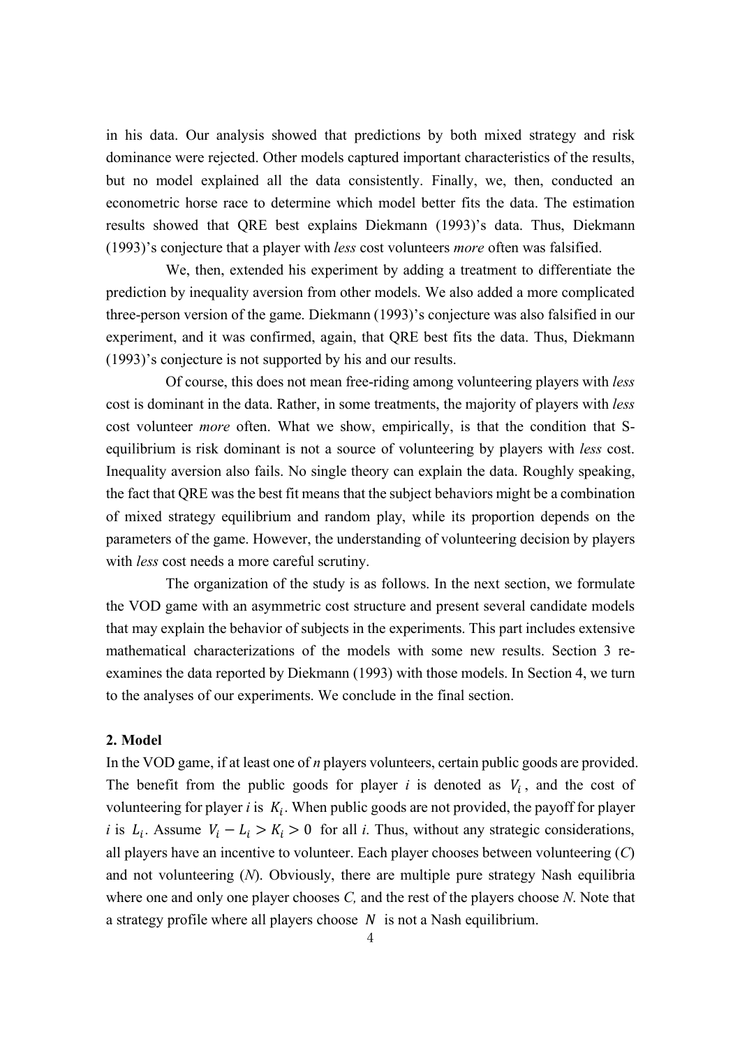in his data. Our analysis showed that predictions by both mixed strategy and risk dominance were rejected. Other models captured important characteristics of the results, but no model explained all the data consistently. Finally, we, then, conducted an econometric horse race to determine which model better fits the data. The estimation results showed that QRE best explains Diekmann (1993)'s data. Thus, Diekmann (1993)'s conjecture that a player with *less* cost volunteers *more* often was falsified.

We, then, extended his experiment by adding a treatment to differentiate the prediction by inequality aversion from other models. We also added a more complicated three-person version of the game. Diekmann (1993)'s conjecture was also falsified in our experiment, and it was confirmed, again, that QRE best fits the data. Thus, Diekmann (1993)'s conjecture is not supported by his and our results.

Of course, this does not mean free-riding among volunteering players with *less* cost is dominant in the data. Rather, in some treatments, the majority of players with *less* cost volunteer *more* often. What we show, empirically, is that the condition that S-equilibrium is risk dominant is not a source of volunteering by players with *less* cost. Inequality aversion also fails. No single theory can explain the data. Roughly speaking, the fact that QRE was the best fit means that the subject behaviors might be a combination of mixed strategy equilibrium and random play, while its proportion depends on the parameters of the game. However, the understanding of volunteering decision by players with *less* cost needs a more careful scrutiny.

The organization of the study is as follows. In the next section, we formulate the VOD game with an asymmetric cost structure and present several candidate models that may explain the behavior of subjects in the experiments. This part includes extensive mathematical characterizations of the models with some new results. Section 3 re-examines the data reported by Diekmann (1993) with those models. In Section 4, we turn to the analyses of our experiments. We conclude in the final section.

## 2. Model

In the VOD game, if at least one of *n* players volunteers, certain public goods are provided. The benefit from the public goods for player *i* is denoted as $V_i$, and the cost of volunteering for player *i* is $K_i$. When public goods are not provided, the payoff for player *i* is $L_i$. Assume $V_i - L_i > K_i > 0$ for all *i*. Thus, without any strategic considerations, all players have an incentive to volunteer. Each player chooses between volunteering (*C*) and not volunteering (*N*). Obviously, there are multiple pure strategy Nash equilibria where one and only one player chooses *C,* and the rest of the players choose *N*. Note that a strategy profile where all players choose $N$ is not a Nash equilibrium.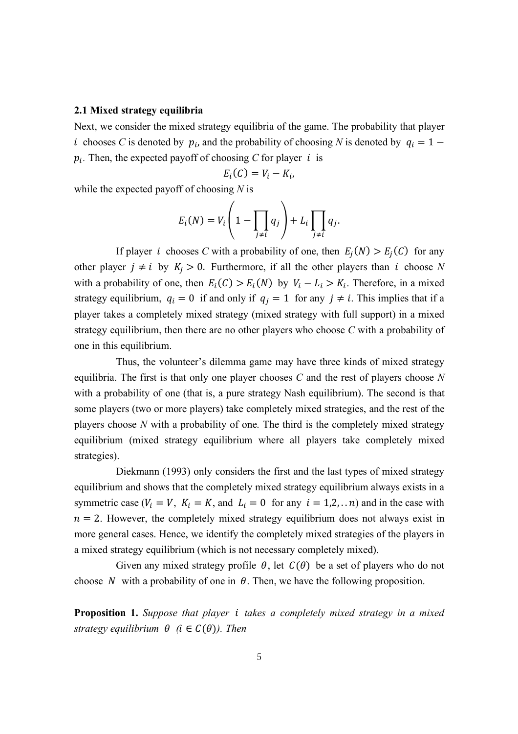### 2.1 Mixed strategy equilibria

Next, we consider the mixed strategy equilibria of the game. The probability that player $i$ chooses *C* is denoted by $p_i$, and the probability of choosing *N* is denoted by $q_i = 1 - p_i$. Then, the expected payoff of choosing *C* for player $i$ is

$$E_i(C) = V_i - K_i,$$

while the expected payoff of choosing *N* is

$$E_i(N) = V_i\left(1 - \prod_{j \neq i} q_j\right) + L_i \prod_{j \neq i} q_j.$$

If player $i$ chooses *C* with a probability of one, then $E_j(N) > E_j(C)$ for any other player $j \neq i$ by $K_j > 0$. Furthermore, if all the other players than $i$ choose *N* with a probability of one, then $E_i(C) > E_i(N)$ by $V_i - L_i > K_i$. Therefore, in a mixed strategy equilibrium, $q_i = 0$ if and only if $q_j = 1$ for any $j \neq i$. This implies that if a player takes a completely mixed strategy (mixed strategy with full support) in a mixed strategy equilibrium, then there are no other players who choose *C* with a probability of one in this equilibrium.

Thus, the volunteer's dilemma game may have three kinds of mixed strategy equilibria. The first is that only one player chooses *C* and the rest of players choose *N* with a probability of one (that is, a pure strategy Nash equilibrium). The second is that some players (two or more players) take completely mixed strategies, and the rest of the players choose *N* with a probability of one. The third is the completely mixed strategy equilibrium (mixed strategy equilibrium where all players take completely mixed strategies).

Diekmann (1993) only considers the first and the last types of mixed strategy equilibrium and shows that the completely mixed strategy equilibrium always exists in a symmetric case ($V_i = V$, $K_i = K$, and $L_i = 0$ for any $i = 1,2,..n$) and in the case with $n = 2$. However, the completely mixed strategy equilibrium does not always exist in more general cases. Hence, we identify the completely mixed strategies of the players in a mixed strategy equilibrium (which is not necessary completely mixed).

Given any mixed strategy profile $\theta$, let $C(\theta)$ be a set of players who do not choose $N$ with a probability of one in $\theta$. Then, we have the following proposition.

**Proposition 1.** *Suppose that player $i$ takes a completely mixed strategy in a mixed strategy equilibrium $\theta$ ($i \in C(\theta)$). Then*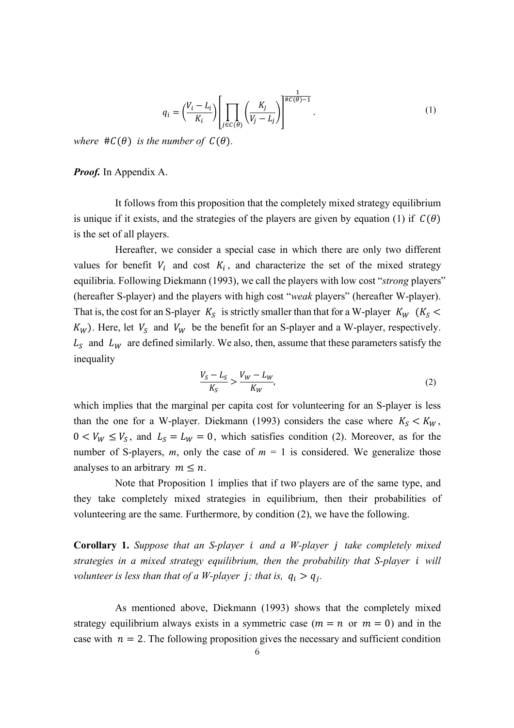$$q_i = \left(\frac{V_i - L_i}{K_i}\right)\left[\prod_{j \in C(\theta)} \left(\frac{K_j}{V_j - L_j}\right)\right]^{\frac{1}{\#C(\theta)-1}}. \tag{1}$$

*where* $\#C(\theta)$ *is the number of* $C(\theta)$.

***Proof.*** In Appendix A.

It follows from this proposition that the completely mixed strategy equilibrium is unique if it exists, and the strategies of the players are given by equation (1) if $C(\theta)$ is the set of all players.

Hereafter, we consider a special case in which there are only two different values for benefit $V_i$ and cost $K_i$, and characterize the set of the mixed strategy equilibria. Following Diekmann (1993), we call the players with low cost "*strong* players" (hereafter S-player) and the players with high cost "*weak* players" (hereafter W-player). That is, the cost for an S-player $K_S$ is strictly smaller than that for a W-player $K_W$ ($K_S < K_W$). Here, let $V_S$ and $V_W$ be the benefit for an S-player and a W-player, respectively. $L_S$ and $L_W$ are defined similarly. We also, then, assume that these parameters satisfy the inequality

$$\frac{V_S - L_S}{K_S} > \frac{V_W - L_W}{K_W}, \tag{2}$$

which implies that the marginal per capita cost for volunteering for an S-player is less than the one for a W-player. Diekmann (1993) considers the case where $K_S < K_W$, $0 < V_W \leq V_S$, and $L_S = L_W = 0$, which satisfies condition (2). Moreover, as for the number of S-players, *m*, only the case of *m* = 1 is considered. We generalize those analyses to an arbitrary $m \leq n$.

Note that Proposition 1 implies that if two players are of the same type, and they take completely mixed strategies in equilibrium, then their probabilities of volunteering are the same. Furthermore, by condition (2), we have the following.

**Corollary 1.** *Suppose that an S-player* $i$ *and a W-player* $j$ *take completely mixed strategies in a mixed strategy equilibrium, then the probability that S-player* $i$ *will volunteer is less than that of a W-player* $j$*; that is,* $q_i > q_j$.

As mentioned above, Diekmann (1993) shows that the completely mixed strategy equilibrium always exists in a symmetric case ($m = n$ or $m = 0$) and in the case with $n = 2$. The following proposition gives the necessary and sufficient condition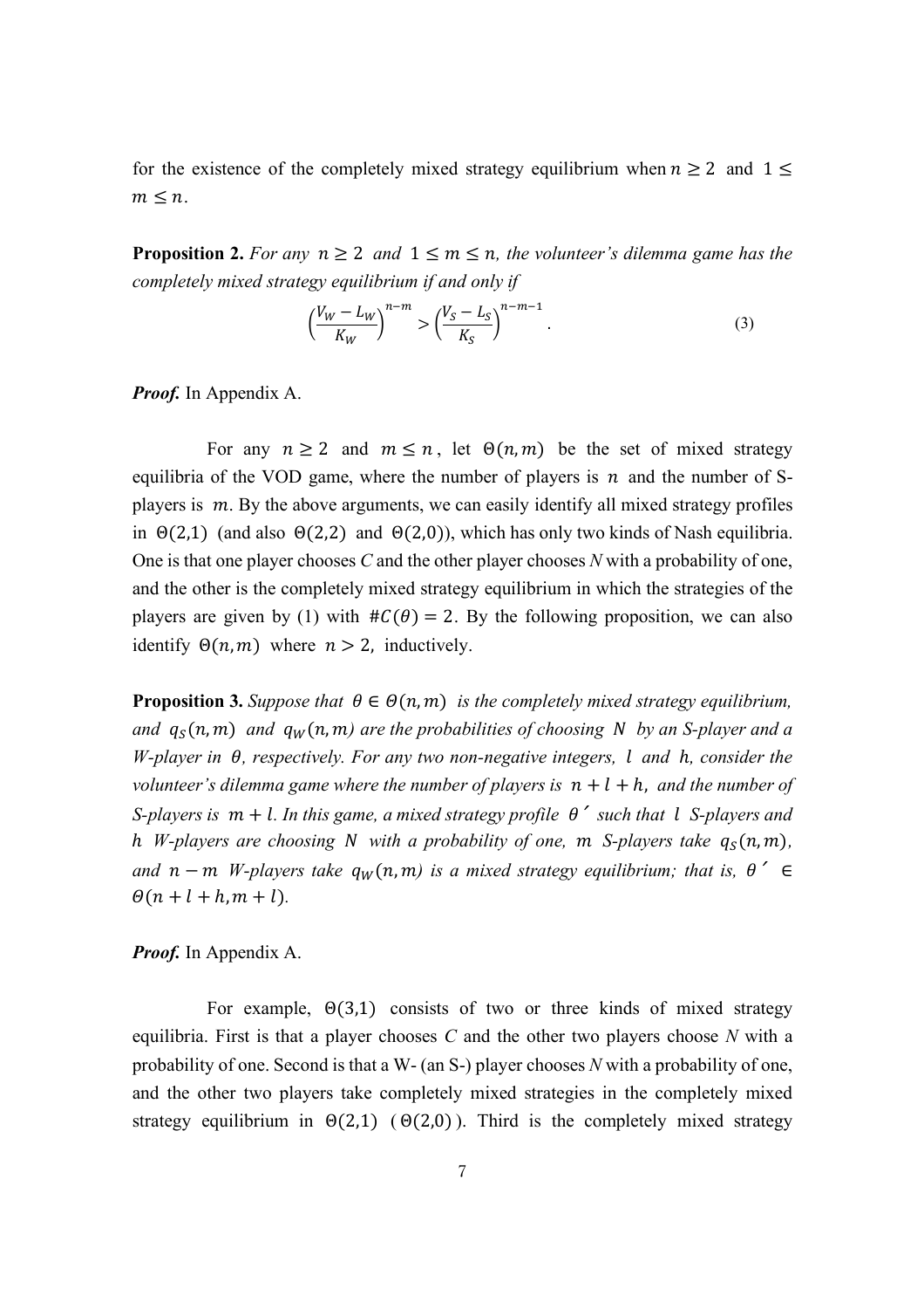for the existence of the completely mixed strategy equilibrium when $n \geq 2$ and $1 \leq m \leq n$.

**Proposition 2.** *For any $n \geq 2$ and $1 \leq m \leq n$, the volunteer's dilemma game has the completely mixed strategy equilibrium if and only if*

$$\left(\frac{V_W - L_W}{K_W}\right)^{n-m} > \left(\frac{V_S - L_S}{K_S}\right)^{n-m-1}. \tag{3}$$

***Proof.*** In Appendix A.

For any $n \geq 2$ and $m \leq n$, let $\Theta(n, m)$ be the set of mixed strategy equilibria of the VOD game, where the number of players is $n$ and the number of S-players is $m$. By the above arguments, we can easily identify all mixed strategy profiles in $\Theta(2,1)$ (and also $\Theta(2,2)$ and $\Theta(2,0)$), which has only two kinds of Nash equilibria. One is that one player chooses *C* and the other player chooses *N* with a probability of one, and the other is the completely mixed strategy equilibrium in which the strategies of the players are given by (1) with $\#C(\theta) = 2$. By the following proposition, we can also identify $\Theta(n, m)$ where $n > 2$, inductively.

**Proposition 3.** *Suppose that $\theta \in \Theta(n, m)$ is the completely mixed strategy equilibrium, and $q_S(n, m)$ and $q_W(n, m)$ are the probabilities of choosing $N$ by an S-player and a W-player in $\theta$, respectively. For any two non-negative integers, $l$ and $h$, consider the volunteer's dilemma game where the number of players is $n + l + h$, and the number of S-players is $m + l$. In this game, a mixed strategy profile $\theta'$ such that $l$ S-players and $h$ W-players are choosing $N$ with a probability of one, $m$ S-players take $q_S(n, m)$, and $n - m$ W-players take $q_W(n, m)$ is a mixed strategy equilibrium; that is, $\theta' \in \Theta(n + l + h, m + l)$.*

***Proof.*** In Appendix A.

For example, $\Theta(3,1)$ consists of two or three kinds of mixed strategy equilibria. First is that a player chooses *C* and the other two players choose *N* with a probability of one. Second is that a W- (an S-) player chooses *N* with a probability of one, and the other two players take completely mixed strategies in the completely mixed strategy equilibrium in $\Theta(2,1)$ ($\Theta(2,0)$). Third is the completely mixed strategy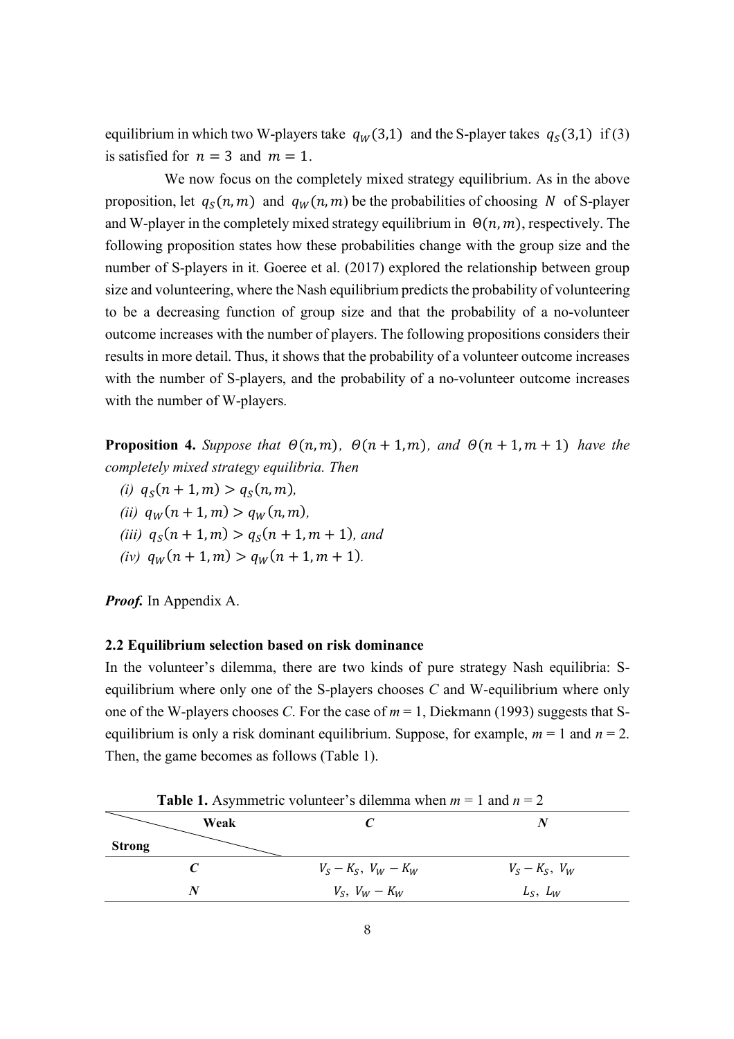equilibrium in which two W-players take $q_W(3,1)$ and the S-player takes $q_S(3,1)$ if (3) is satisfied for $n = 3$ and $m = 1$.

We now focus on the completely mixed strategy equilibrium. As in the above proposition, let $q_S(n,m)$ and $q_W(n,m)$ be the probabilities of choosing $N$ of S-player and W-player in the completely mixed strategy equilibrium in $\Theta(n,m)$, respectively. The following proposition states how these probabilities change with the group size and the number of S-players in it. Goeree et al. (2017) explored the relationship between group size and volunteering, where the Nash equilibrium predicts the probability of volunteering to be a decreasing function of group size and that the probability of a no-volunteer outcome increases with the number of players. The following propositions considers their results in more detail. Thus, it shows that the probability of a volunteer outcome increases with the number of S-players, and the probability of a no-volunteer outcome increases with the number of W-players.

**Proposition 4.** *Suppose that $\Theta(n,m)$, $\Theta(n+1,m)$, and $\Theta(n+1,m+1)$ have the completely mixed strategy equilibria. Then*

*(i)* $q_S(n+1,m) > q_S(n,m)$,

*(ii)* $q_W(n+1,m) > q_W(n,m)$,

*(iii)* $q_S(n+1,m) > q_S(n+1,m+1)$, *and*

*(iv)* $q_W(n+1,m) > q_W(n+1,m+1)$.

***Proof.*** In Appendix A.

### 2.2 Equilibrium selection based on risk dominance

In the volunteer's dilemma, there are two kinds of pure strategy Nash equilibria: S-equilibrium where only one of the S-players chooses *C* and W-equilibrium where only one of the W-players chooses *C*. For the case of *m* = 1, Diekmann (1993) suggests that S-equilibrium is only a risk dominant equilibrium. Suppose, for example, *m* = 1 and *n* = 2. Then, the game becomes as follows (Table 1).

**Table 1.** Asymmetric volunteer's dilemma when *m* = 1 and *n* = 2

| Strong \ Weak | ***C*** | ***N*** |
|---|---|---|
| ***C*** | $V_S - K_S,\ V_W - K_W$ | $V_S - K_S,\ V_W$ |
| ***N*** | $V_S,\ V_W - K_W$ | $L_S,\ L_W$ |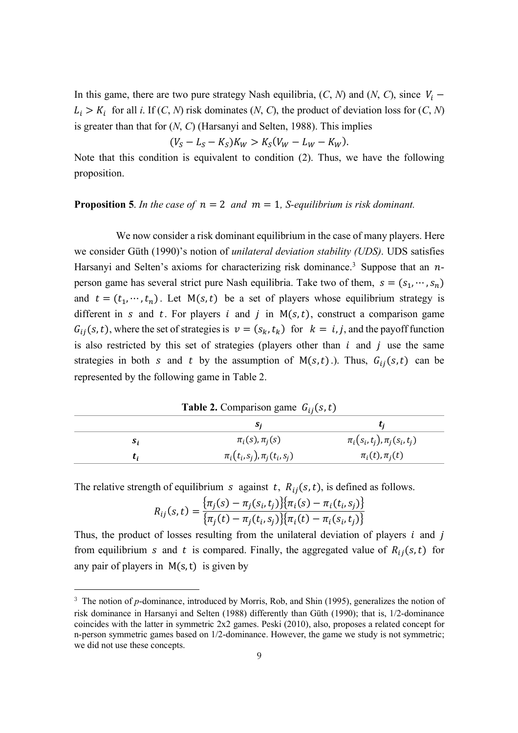In this game, there are two pure strategy Nash equilibria, (*C*, *N*) and (*N*, *C*), since $V_i - L_i > K_i$ for all *i*. If (*C*, *N*) risk dominates (*N*, *C*), the product of deviation loss for (*C*, *N*) is greater than that for (*N*, *C*) (Harsanyi and Selten, 1988). This implies

$$(V_S - L_S - K_S)K_W > K_S(V_W - L_W - K_W).$$

Note that this condition is equivalent to condition (2). Thus, we have the following proposition.

**Proposition 5**. *In the case of* $n = 2$ *and* $m = 1$*, S-equilibrium is risk dominant.*

We now consider a risk dominant equilibrium in the case of many players. Here we consider Güth (1990)'s notion of *unilateral deviation stability (UDS)*. UDS satisfies Harsanyi and Selten's axioms for characterizing risk dominance.[3] Suppose that an $n$-person game has several strict pure Nash equilibria. Take two of them, $s = (s_1, \cdots, s_n)$ and $t = (t_1, \cdots, t_n)$. Let $\mathrm{M}(s, t)$ be a set of players whose equilibrium strategy is different in $s$ and $t$. For players $i$ and $j$ in $\mathrm{M}(s, t)$, construct a comparison game $G_{ij}(s, t)$, where the set of strategies is $v = (s_k, t_k)$ for $k = i, j$, and the payoff function is also restricted by this set of strategies (players other than $i$ and $j$ use the same strategies in both $s$ and $t$ by the assumption of $\mathrm{M}(s, t)$.). Thus, $G_{ij}(s, t)$ can be represented by the following game in Table 2.

**Table 2.** Comparison game $G_{ij}(s, t)$

| | $s_j$ | $t_j$ |
|---|---|---|
| $s_i$ | $\pi_i(s), \pi_j(s)$ | $\pi_i(s_i, t_j), \pi_j(s_i, t_j)$ |
| $t_i$ | $\pi_i(t_i, s_j), \pi_j(t_i, s_j)$ | $\pi_i(t), \pi_j(t)$ |

The relative strength of equilibrium $s$ against $t$, $R_{ij}(s, t)$, is defined as follows.

$$R_{ij}(s, t) = \frac{\{\pi_j(s) - \pi_j(s_i, t_j)\}\{\pi_i(s) - \pi_i(t_i, s_j)\}}{\{\pi_j(t) - \pi_j(t_i, s_j)\}\{\pi_i(t) - \pi_i(s_i, t_j)\}}$$

Thus, the product of losses resulting from the unilateral deviation of players $i$ and $j$ from equilibrium $s$ and $t$ is compared. Finally, the aggregated value of $R_{ij}(s, t)$ for any pair of players in $\mathrm{M}(s, t)$ is given by

[3] The notion of *p*-dominance, introduced by Morris, Rob, and Shin (1995), generalizes the notion of risk dominance in Harsanyi and Selten (1988) differently than Güth (1990); that is, 1/2-dominance coincides with the latter in symmetric 2x2 games. Peski (2010), also, proposes a related concept for n-person symmetric games based on 1/2-dominance. However, the game we study is not symmetric; we did not use these concepts.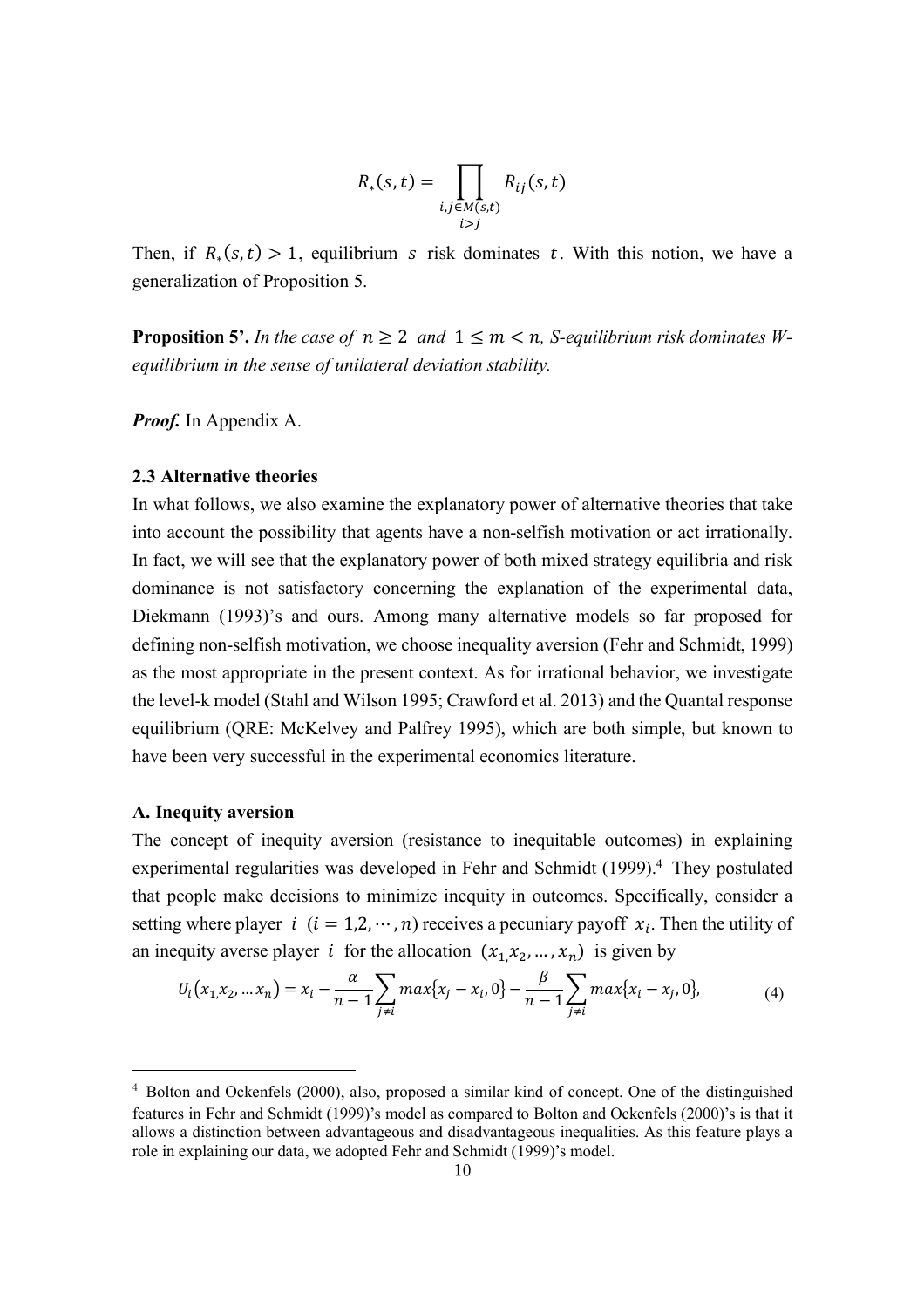$$R_*(s,t) = \prod_{\substack{i,j \in M(s,t) \\ i>j}} R_{ij}(s,t)$$

Then, if $R_*(s,t) > 1$, equilibrium $s$ risk dominates $t$. With this notion, we have a generalization of Proposition 5.

**Proposition 5'.** *In the case of* $n \geq 2$ *and* $1 \leq m < n$*, S-equilibrium risk dominates W-equilibrium in the sense of unilateral deviation stability.*

***Proof.*** In Appendix A.

### 2.3 Alternative theories

In what follows, we also examine the explanatory power of alternative theories that take into account the possibility that agents have a non-selfish motivation or act irrationally. In fact, we will see that the explanatory power of both mixed strategy equilibria and risk dominance is not satisfactory concerning the explanation of the experimental data, Diekmann (1993)'s and ours. Among many alternative models so far proposed for defining non-selfish motivation, we choose inequality aversion (Fehr and Schmidt, 1999) as the most appropriate in the present context. As for irrational behavior, we investigate the level-k model (Stahl and Wilson 1995; Crawford et al. 2013) and the Quantal response equilibrium (QRE: McKelvey and Palfrey 1995), which are both simple, but known to have been very successful in the experimental economics literature.

#### A. Inequity aversion

The concept of inequity aversion (resistance to inequitable outcomes) in explaining experimental regularities was developed in Fehr and Schmidt (1999).[4] They postulated that people make decisions to minimize inequity in outcomes. Specifically, consider a setting where player $i$ $(i = 1,2,\cdots,n)$ receives a pecuniary payoff $x_i$. Then the utility of an inequity averse player $i$ for the allocation $(x_1, x_2, \ldots, x_n)$ is given by

$$U_i(x_1, x_2, \ldots x_n) = x_i - \frac{\alpha}{n-1}\sum_{j \neq i} max\{x_j - x_i, 0\} - \frac{\beta}{n-1}\sum_{j \neq i} max\{x_i - x_j, 0\}, \tag{4}$$

---

[4] Bolton and Ockenfels (2000), also, proposed a similar kind of concept. One of the distinguished features in Fehr and Schmidt (1999)'s model as compared to Bolton and Ockenfels (2000)'s is that it allows a distinction between advantageous and disadvantageous inequalities. As this feature plays a role in explaining our data, we adopted Fehr and Schmidt (1999)'s model.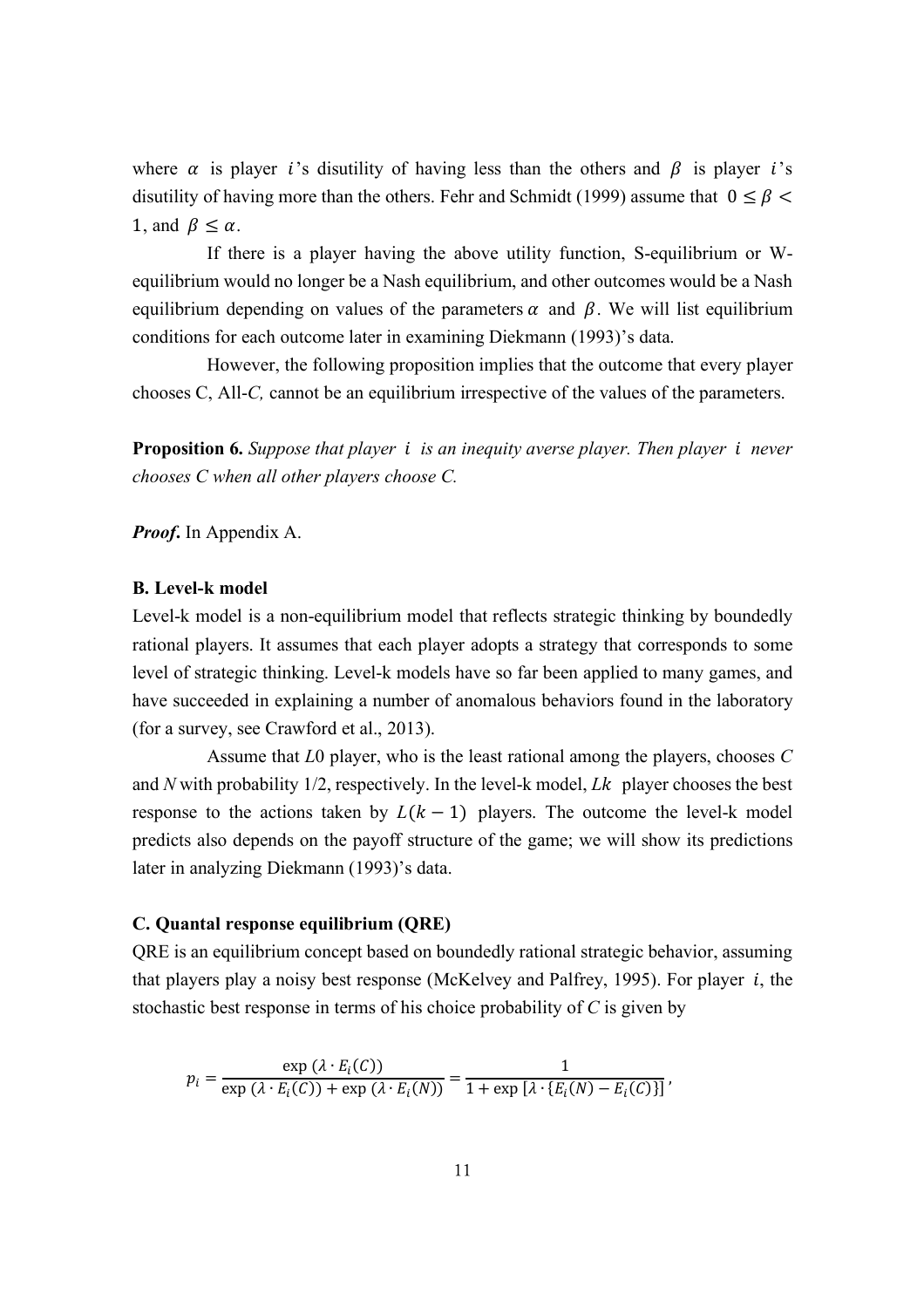where $\alpha$ is player $i$'s disutility of having less than the others and $\beta$ is player $i$'s disutility of having more than the others. Fehr and Schmidt (1999) assume that $0 \leq \beta < 1$, and $\beta \leq \alpha$.

If there is a player having the above utility function, S-equilibrium or W-equilibrium would no longer be a Nash equilibrium, and other outcomes would be a Nash equilibrium depending on values of the parameters $\alpha$ and $\beta$. We will list equilibrium conditions for each outcome later in examining Diekmann (1993)'s data.

However, the following proposition implies that the outcome that every player chooses C, All-*C,* cannot be an equilibrium irrespective of the values of the parameters.

**Proposition 6.** *Suppose that player $i$ is an inequity averse player. Then player $i$ never chooses C when all other players choose C.*

***Proof*.** In Appendix A.

**B. Level-k model**

Level-k model is a non-equilibrium model that reflects strategic thinking by boundedly rational players. It assumes that each player adopts a strategy that corresponds to some level of strategic thinking. Level-k models have so far been applied to many games, and have succeeded in explaining a number of anomalous behaviors found in the laboratory (for a survey, see Crawford et al., 2013).

Assume that *L*0 player, who is the least rational among the players, chooses *C* and *N* with probability 1/2, respectively. In the level-k model, $Lk$ player chooses the best response to the actions taken by $L(k-1)$ players. The outcome the level-k model predicts also depends on the payoff structure of the game; we will show its predictions later in analyzing Diekmann (1993)'s data.

**C. Quantal response equilibrium (QRE)**

QRE is an equilibrium concept based on boundedly rational strategic behavior, assuming that players play a noisy best response (McKelvey and Palfrey, 1995). For player $i$, the stochastic best response in terms of his choice probability of *C* is given by

$$p_i = \frac{\exp(\lambda \cdot E_i(C))}{\exp(\lambda \cdot E_i(C)) + \exp(\lambda \cdot E_i(N))} = \frac{1}{1 + \exp[\lambda \cdot \{E_i(N) - E_i(C)\}]},$$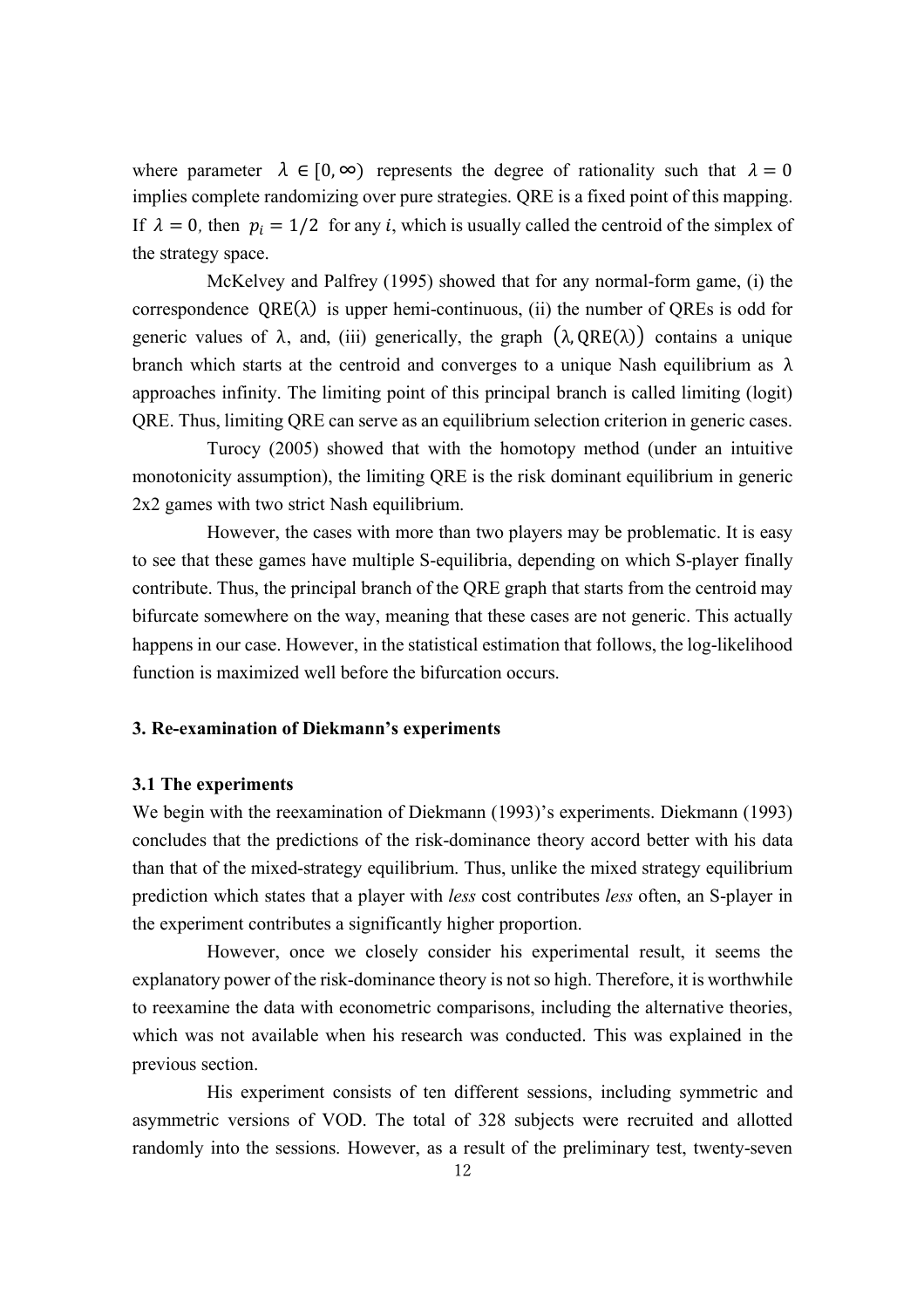where parameter $\lambda \in [0, \infty)$ represents the degree of rationality such that $\lambda = 0$ implies complete randomizing over pure strategies. QRE is a fixed point of this mapping. If $\lambda = 0$, then $p_i = 1/2$ for any $i$, which is usually called the centroid of the simplex of the strategy space.

McKelvey and Palfrey (1995) showed that for any normal-form game, (i) the correspondence $\text{QRE}(\lambda)$ is upper hemi-continuous, (ii) the number of QREs is odd for generic values of $\lambda$, and, (iii) generically, the graph $(\lambda, \text{QRE}(\lambda))$ contains a unique branch which starts at the centroid and converges to a unique Nash equilibrium as $\lambda$ approaches infinity. The limiting point of this principal branch is called limiting (logit) QRE. Thus, limiting QRE can serve as an equilibrium selection criterion in generic cases.

Turocy (2005) showed that with the homotopy method (under an intuitive monotonicity assumption), the limiting QRE is the risk dominant equilibrium in generic 2x2 games with two strict Nash equilibrium.

However, the cases with more than two players may be problematic. It is easy to see that these games have multiple S-equilibria, depending on which S-player finally contribute. Thus, the principal branch of the QRE graph that starts from the centroid may bifurcate somewhere on the way, meaning that these cases are not generic. This actually happens in our case. However, in the statistical estimation that follows, the log-likelihood function is maximized well before the bifurcation occurs.

## 3. Re-examination of Diekmann's experiments

### 3.1 The experiments

We begin with the reexamination of Diekmann (1993)'s experiments. Diekmann (1993) concludes that the predictions of the risk-dominance theory accord better with his data than that of the mixed-strategy equilibrium. Thus, unlike the mixed strategy equilibrium prediction which states that a player with *less* cost contributes *less* often, an S-player in the experiment contributes a significantly higher proportion.

However, once we closely consider his experimental result, it seems the explanatory power of the risk-dominance theory is not so high. Therefore, it is worthwhile to reexamine the data with econometric comparisons, including the alternative theories, which was not available when his research was conducted. This was explained in the previous section.

His experiment consists of ten different sessions, including symmetric and asymmetric versions of VOD. The total of 328 subjects were recruited and allotted randomly into the sessions. However, as a result of the preliminary test, twenty-seven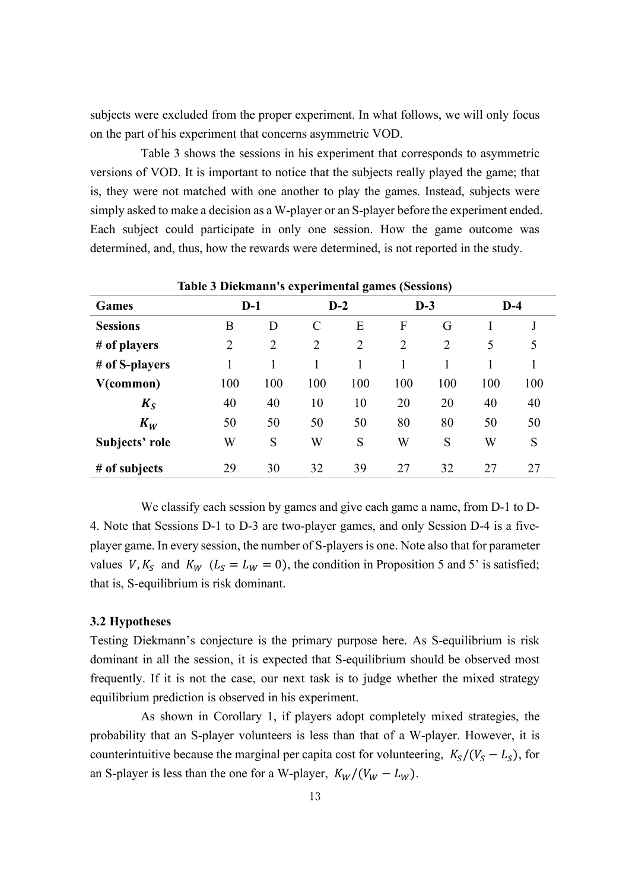subjects were excluded from the proper experiment. In what follows, we will only focus on the part of his experiment that concerns asymmetric VOD.

Table 3 shows the sessions in his experiment that corresponds to asymmetric versions of VOD. It is important to notice that the subjects really played the game; that is, they were not matched with one another to play the games. Instead, subjects were simply asked to make a decision as a W-player or an S-player before the experiment ended. Each subject could participate in only one session. How the game outcome was determined, and, thus, how the rewards were determined, is not reported in the study.

**Table 3 Diekmann's experimental games (Sessions)**

| **Games** | **D-1** | | **D-2** | | **D-3** | | **D-4** | |
|---|---|---|---|---|---|---|---|---|
| **Sessions** | B | D | C | E | F | G | I | J |
| **# of players** | 2 | 2 | 2 | 2 | 2 | 2 | 5 | 5 |
| **# of S-players** | 1 | 1 | 1 | 1 | 1 | 1 | 1 | 1 |
| **V(common)** | 100 | 100 | 100 | 100 | 100 | 100 | 100 | 100 |
| $K_S$ | 40 | 40 | 10 | 10 | 20 | 20 | 40 | 40 |
| $K_W$ | 50 | 50 | 50 | 50 | 80 | 80 | 50 | 50 |
| **Subjects' role** | W | S | W | S | W | S | W | S |
| **# of subjects** | 29 | 30 | 32 | 39 | 27 | 32 | 27 | 27 |

We classify each session by games and give each game a name, from D-1 to D-4. Note that Sessions D-1 to D-3 are two-player games, and only Session D-4 is a five-player game. In every session, the number of S-players is one. Note also that for parameter values $V, K_S$ and $K_W$ $(L_S = L_W = 0)$, the condition in Proposition 5 and 5' is satisfied; that is, S-equilibrium is risk dominant.

### 3.2 Hypotheses

Testing Diekmann's conjecture is the primary purpose here. As S-equilibrium is risk dominant in all the session, it is expected that S-equilibrium should be observed most frequently. If it is not the case, our next task is to judge whether the mixed strategy equilibrium prediction is observed in his experiment.

As shown in Corollary 1, if players adopt completely mixed strategies, the probability that an S-player volunteers is less than that of a W-player. However, it is counterintuitive because the marginal per capita cost for volunteering, $K_S/(V_S - L_S)$, for an S-player is less than the one for a W-player, $K_W/(V_W - L_W)$.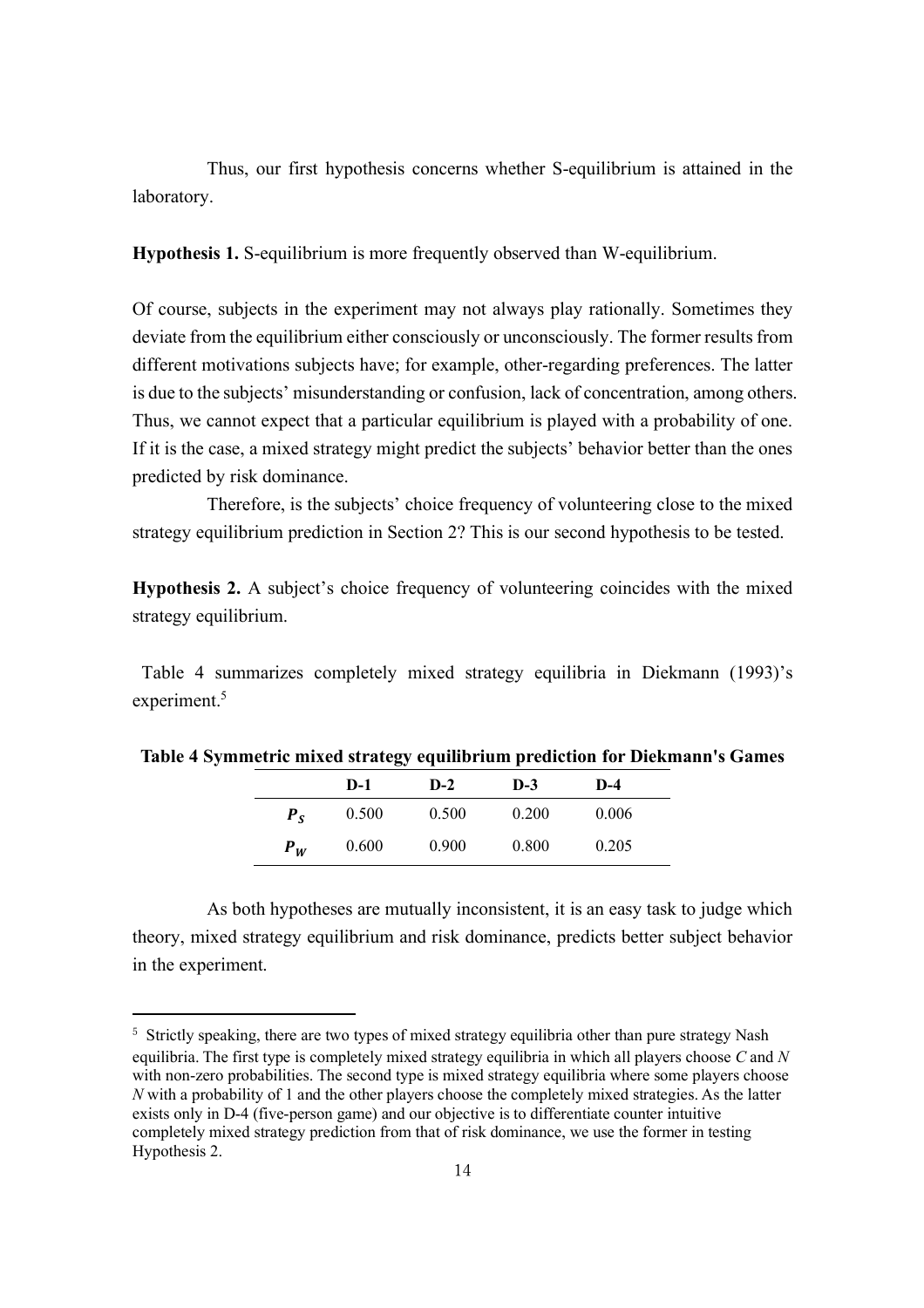Thus, our first hypothesis concerns whether S-equilibrium is attained in the laboratory.

**Hypothesis 1.** S-equilibrium is more frequently observed than W-equilibrium.

Of course, subjects in the experiment may not always play rationally. Sometimes they deviate from the equilibrium either consciously or unconsciously. The former results from different motivations subjects have; for example, other-regarding preferences. The latter is due to the subjects' misunderstanding or confusion, lack of concentration, among others. Thus, we cannot expect that a particular equilibrium is played with a probability of one. If it is the case, a mixed strategy might predict the subjects' behavior better than the ones predicted by risk dominance.

Therefore, is the subjects' choice frequency of volunteering close to the mixed strategy equilibrium prediction in Section 2? This is our second hypothesis to be tested.

**Hypothesis 2.** A subject's choice frequency of volunteering coincides with the mixed strategy equilibrium.

Table 4 summarizes completely mixed strategy equilibria in Diekmann (1993)'s experiment.[5]

**Table 4 Symmetric mixed strategy equilibrium prediction for Diekmann's Games**

| | D-1 | D-2 | D-3 | D-4 |
|---|---|---|---|---|
| $P_S$ | 0.500 | 0.500 | 0.200 | 0.006 |
| $P_W$ | 0.600 | 0.900 | 0.800 | 0.205 |

As both hypotheses are mutually inconsistent, it is an easy task to judge which theory, mixed strategy equilibrium and risk dominance, predicts better subject behavior in the experiment.

[5] Strictly speaking, there are two types of mixed strategy equilibria other than pure strategy Nash equilibria. The first type is completely mixed strategy equilibria in which all players choose *C* and *N* with non-zero probabilities. The second type is mixed strategy equilibria where some players choose *N* with a probability of 1 and the other players choose the completely mixed strategies. As the latter exists only in D-4 (five-person game) and our objective is to differentiate counter intuitive completely mixed strategy prediction from that of risk dominance, we use the former in testing Hypothesis 2.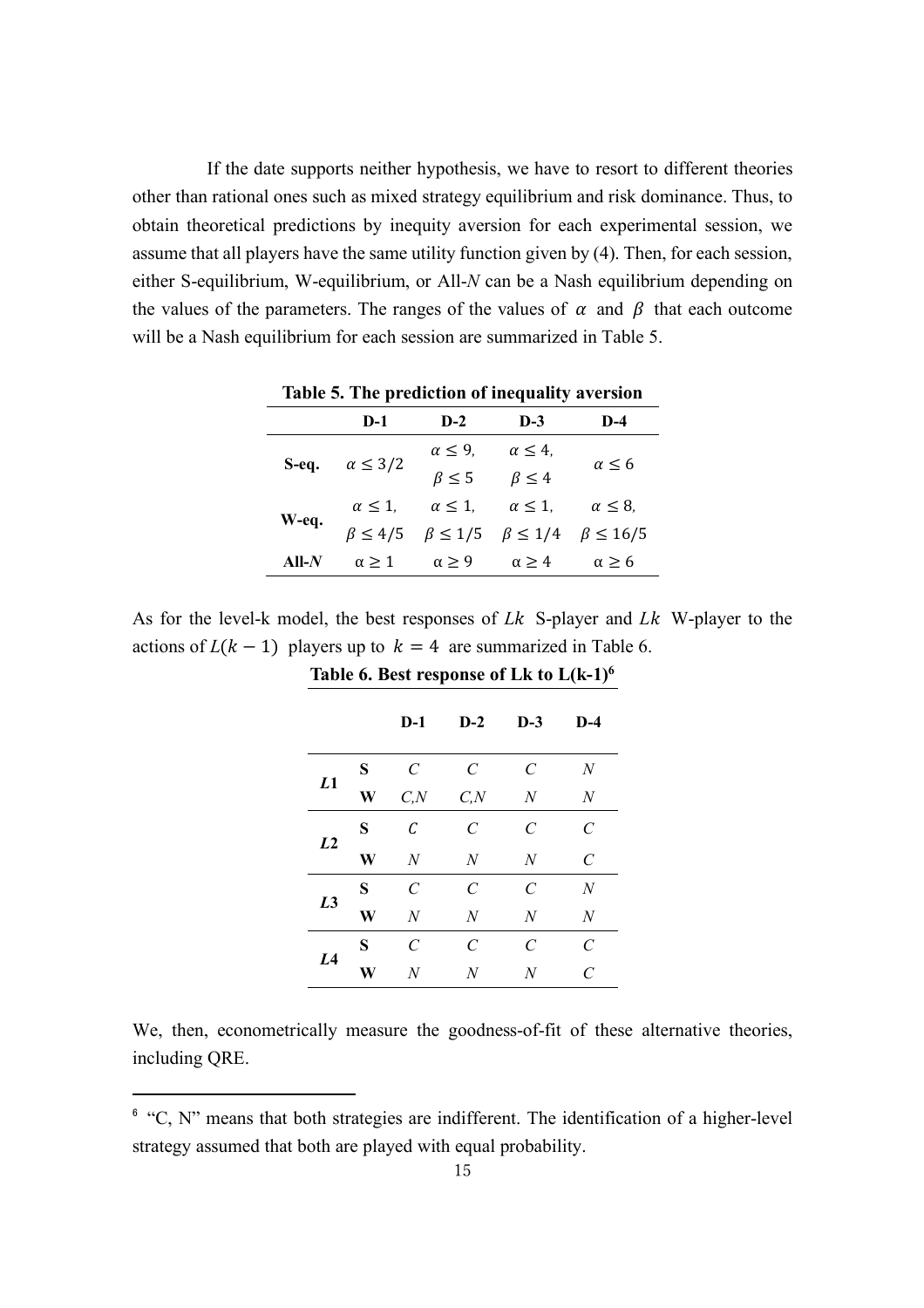If the date supports neither hypothesis, we have to resort to different theories other than rational ones such as mixed strategy equilibrium and risk dominance. Thus, to obtain theoretical predictions by inequity aversion for each experimental session, we assume that all players have the same utility function given by (4). Then, for each session, either S-equilibrium, W-equilibrium, or All-*N* can be a Nash equilibrium depending on the values of the parameters. The ranges of the values of $\alpha$ and $\beta$ that each outcome will be a Nash equilibrium for each session are summarized in Table 5.

**Table 5. The prediction of inequality aversion**

| | **D-1** | **D-2** | **D-3** | **D-4** |
|---|---|---|---|---|
| **S-eq.** | $\alpha \leq 3/2$ | $\alpha \leq 9$, $\beta \leq 5$ | $\alpha \leq 4$, $\beta \leq 4$ | $\alpha \leq 6$ |
| **W-eq.** | $\alpha \leq 1$, $\beta \leq 4/5$ | $\alpha \leq 1$, $\beta \leq 1/5$ | $\alpha \leq 1$, $\beta \leq 1/4$ | $\alpha \leq 8$, $\beta \leq 16/5$ |
| **All-*N*** | $\alpha \geq 1$ | $\alpha \geq 9$ | $\alpha \geq 4$ | $\alpha \geq 6$ |

As for the level-k model, the best responses of $Lk$ S-player and $Lk$ W-player to the actions of $L(k-1)$ players up to $k = 4$ are summarized in Table 6.

**Table 6. Best response of Lk to L(k-1)[6]**

| | | **D-1** | **D-2** | **D-3** | **D-4** |
|---|---|---|---|---|---|
| ***L*1** | **S** | *C* | *C* | *C* | *N* |
| | **W** | *C,N* | *C,N* | *N* | *N* |
| ***L*2** | **S** | *C* | *C* | *C* | *C* |
| | **W** | *N* | *N* | *N* | *C* |
| ***L*3** | **S** | *C* | *C* | *C* | *N* |
| | **W** | *N* | *N* | *N* | *N* |
| ***L*4** | **S** | *C* | *C* | *C* | *C* |
| | **W** | *N* | *N* | *N* | *C* |

We, then, econometrically measure the goodness-of-fit of these alternative theories, including QRE.

[6] "C, N" means that both strategies are indifferent. The identification of a higher-level strategy assumed that both are played with equal probability.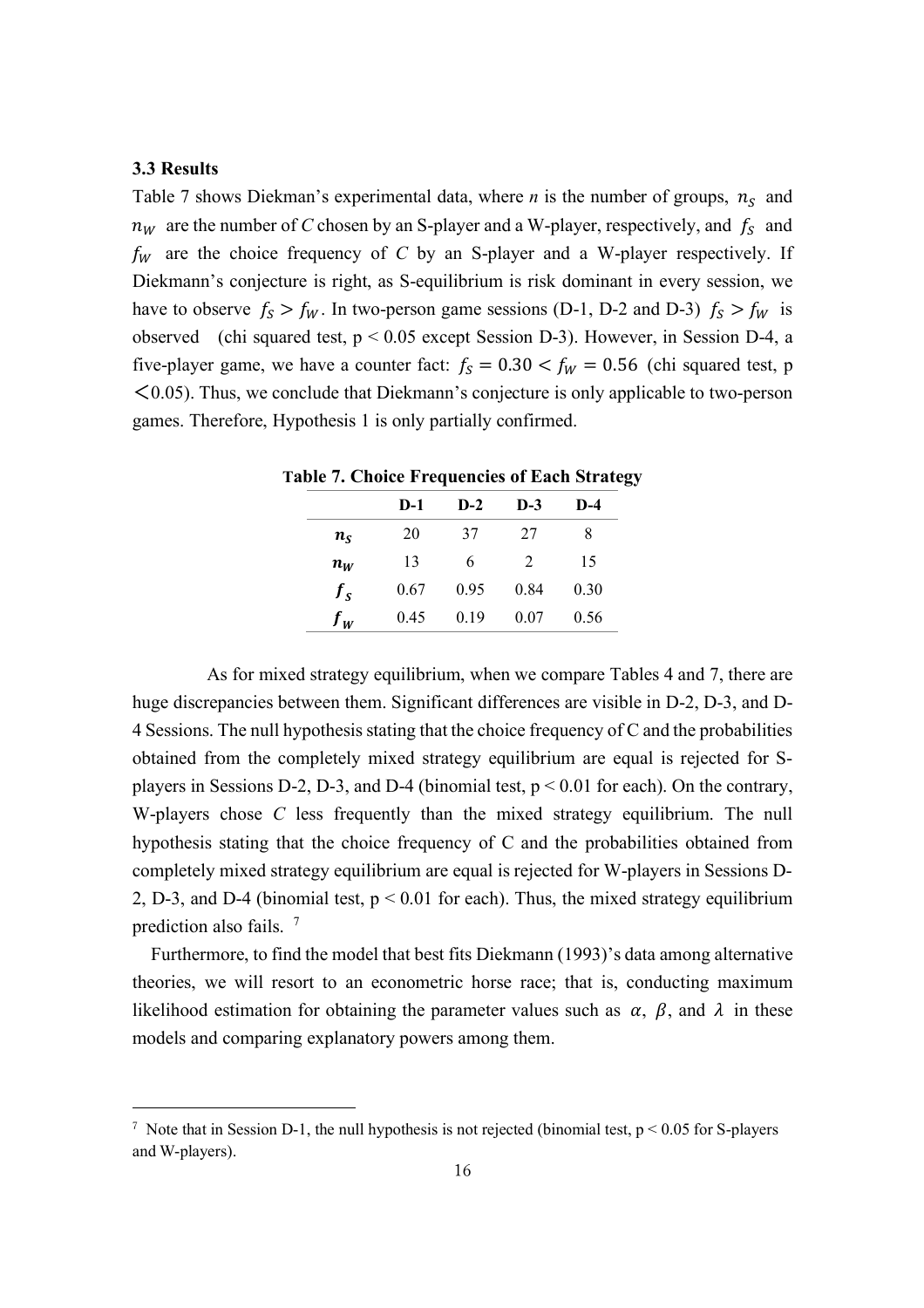### 3.3 Results

Table 7 shows Diekman's experimental data, where *n* is the number of groups, $n_S$ and $n_W$ are the number of *C* chosen by an S-player and a W-player, respectively, and $f_S$ and $f_W$ are the choice frequency of *C* by an S-player and a W-player respectively. If Diekmann's conjecture is right, as S-equilibrium is risk dominant in every session, we have to observe $f_S > f_W$. In two-person game sessions (D-1, D-2 and D-3) $f_S > f_W$ is observed (chi squared test, $p < 0.05$ except Session D-3). However, in Session D-4, a five-player game, we have a counter fact: $f_S = 0.30 < f_W = 0.56$ (chi squared test, $p < 0.05$). Thus, we conclude that Diekmann's conjecture is only applicable to two-person games. Therefore, Hypothesis 1 is only partially confirmed.

**Table 7. Choice Frequencies of Each Strategy**

| | **D-1** | **D-2** | **D-3** | **D-4** |
|---|---|---|---|---|
| $n_S$ | 20 | 37 | 27 | 8 |
| $n_W$ | 13 | 6 | 2 | 15 |
| $f_S$ | 0.67 | 0.95 | 0.84 | 0.30 |
| $f_W$ | 0.45 | 0.19 | 0.07 | 0.56 |

As for mixed strategy equilibrium, when we compare Tables 4 and 7, there are huge discrepancies between them. Significant differences are visible in D-2, D-3, and D-4 Sessions. The null hypothesis stating that the choice frequency of C and the probabilities obtained from the completely mixed strategy equilibrium are equal is rejected for S-players in Sessions D-2, D-3, and D-4 (binomial test, $p < 0.01$ for each). On the contrary, W-players chose *C* less frequently than the mixed strategy equilibrium. The null hypothesis stating that the choice frequency of C and the probabilities obtained from completely mixed strategy equilibrium are equal is rejected for W-players in Sessions D-2, D-3, and D-4 (binomial test, $p < 0.01$ for each). Thus, the mixed strategy equilibrium prediction also fails. [7]

Furthermore, to find the model that best fits Diekmann (1993)'s data among alternative theories, we will resort to an econometric horse race; that is, conducting maximum likelihood estimation for obtaining the parameter values such as $\alpha$, $\beta$, and $\lambda$ in these models and comparing explanatory powers among them.

[7] Note that in Session D-1, the null hypothesis is not rejected (binomial test, $p < 0.05$ for S-players and W-players).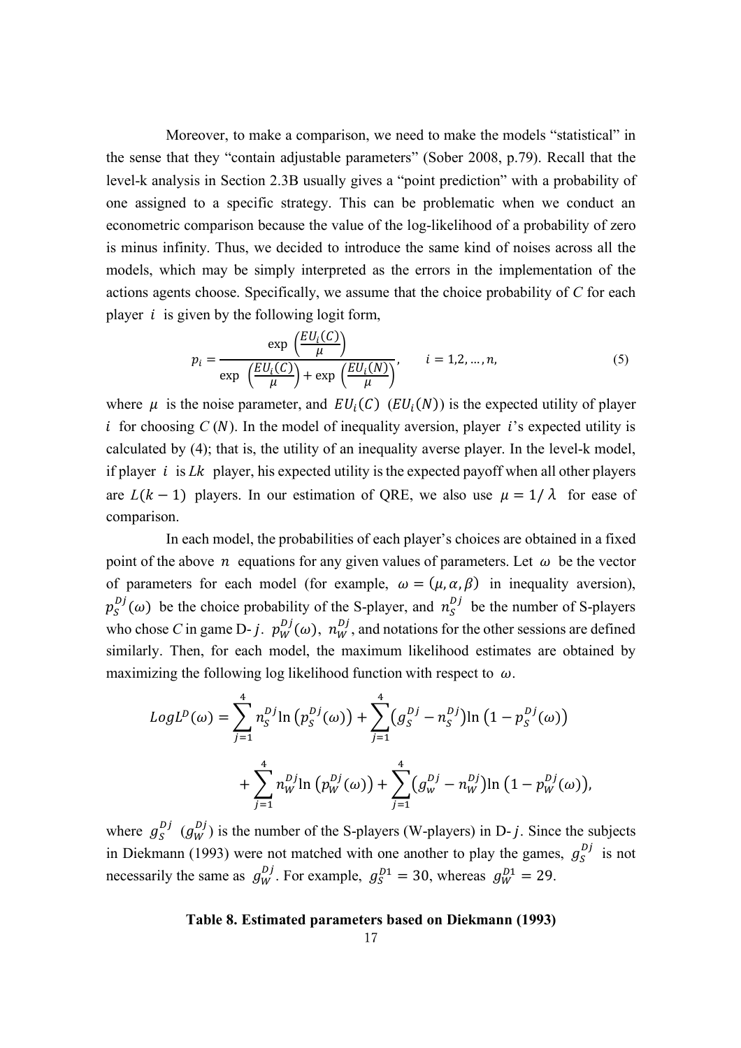Moreover, to make a comparison, we need to make the models "statistical" in the sense that they "contain adjustable parameters" (Sober 2008, p.79). Recall that the level-k analysis in Section 2.3B usually gives a "point prediction" with a probability of one assigned to a specific strategy. This can be problematic when we conduct an econometric comparison because the value of the log-likelihood of a probability of zero is minus infinity. Thus, we decided to introduce the same kind of noises across all the models, which may be simply interpreted as the errors in the implementation of the actions agents choose. Specifically, we assume that the choice probability of *C* for each player $i$ is given by the following logit form,

$$p_i = \frac{\exp\left(\frac{EU_i(C)}{\mu}\right)}{\exp\left(\frac{EU_i(C)}{\mu}\right) + \exp\left(\frac{EU_i(N)}{\mu}\right)}, \qquad i = 1,2,\dots,n, \tag{5}$$

where $\mu$ is the noise parameter, and $EU_i(C)$ ($EU_i(N)$) is the expected utility of player $i$ for choosing *C* (*N*). In the model of inequality aversion, player $i$'s expected utility is calculated by (4); that is, the utility of an inequality averse player. In the level-k model, if player $i$ is $Lk$ player, his expected utility is the expected payoff when all other players are $L(k-1)$ players. In our estimation of QRE, we also use $\mu = 1/\lambda$ for ease of comparison.

In each model, the probabilities of each player's choices are obtained in a fixed point of the above $n$ equations for any given values of parameters. Let $\omega$ be the vector of parameters for each model (for example, $\omega = (\mu, \alpha, \beta)$ in inequality aversion), $p_S^{Dj}(\omega)$ be the choice probability of the S-player, and $n_S^{Dj}$ be the number of S-players who chose *C* in game D-$j$. $p_W^{Dj}(\omega)$, $n_W^{Dj}$, and notations for the other sessions are defined similarly. Then, for each model, the maximum likelihood estimates are obtained by maximizing the following log likelihood function with respect to $\omega$.

$$LogL^D(\omega) = \sum_{j=1}^{4} n_S^{Dj} \ln\left(p_S^{Dj}(\omega)\right) + \sum_{j=1}^{4} \left(g_S^{Dj} - n_S^{Dj}\right) \ln\left(1 - p_S^{Dj}(\omega)\right)$$

$$+ \sum_{j=1}^{4} n_W^{Dj} \ln\left(p_W^{Dj}(\omega)\right) + \sum_{j=1}^{4} \left(g_w^{Dj} - n_W^{Dj}\right) \ln\left(1 - p_W^{Dj}(\omega)\right),$$

where $g_S^{Dj}$ ($g_W^{Dj}$) is the number of the S-players (W-players) in D-$j$. Since the subjects in Diekmann (1993) were not matched with one another to play the games, $g_S^{Dj}$ is not necessarily the same as $g_W^{Dj}$. For example, $g_S^{D1} = 30$, whereas $g_W^{D1} = 29$.

**Table 8. Estimated parameters based on Diekmann (1993)**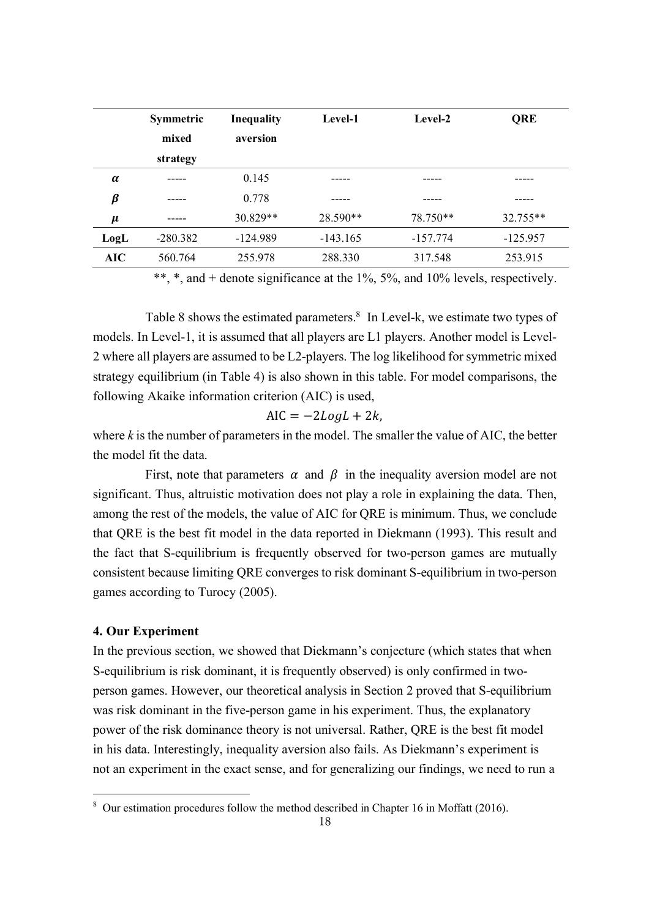| | Symmetric mixed strategy | Inequality aversion | Level-1 | Level-2 | QRE |
|---|---|---|---|---|---|
| $\alpha$ | ----- | 0.145 | ----- | ----- | ----- |
| $\beta$ | ----- | 0.778 | ----- | ----- | ----- |
| $\mu$ | ----- | 30.829** | 28.590** | 78.750** | 32.755** |
| **LogL** | -280.382 | -124.989 | -143.165 | -157.774 | -125.957 |
| **AIC** | 560.764 | 255.978 | 288.330 | 317.548 | 253.915 |

**, *, and + denote significance at the 1%, 5%, and 10% levels, respectively.

Table 8 shows the estimated parameters.[8] In Level-k, we estimate two types of models. In Level-1, it is assumed that all players are L1 players. Another model is Level-2 where all players are assumed to be L2-players. The log likelihood for symmetric mixed strategy equilibrium (in Table 4) is also shown in this table. For model comparisons, the following Akaike information criterion (AIC) is used,

$$\text{AIC} = -2LogL + 2k,$$

where $k$ is the number of parameters in the model. The smaller the value of AIC, the better the model fit the data.

First, note that parameters $\alpha$ and $\beta$ in the inequality aversion model are not significant. Thus, altruistic motivation does not play a role in explaining the data. Then, among the rest of the models, the value of AIC for QRE is minimum. Thus, we conclude that QRE is the best fit model in the data reported in Diekmann (1993). This result and the fact that S-equilibrium is frequently observed for two-person games are mutually consistent because limiting QRE converges to risk dominant S-equilibrium in two-person games according to Turocy (2005).

## 4. Our Experiment

In the previous section, we showed that Diekmann's conjecture (which states that when S-equilibrium is risk dominant, it is frequently observed) is only confirmed in two-person games. However, our theoretical analysis in Section 2 proved that S-equilibrium was risk dominant in the five-person game in his experiment. Thus, the explanatory power of the risk dominance theory is not universal. Rather, QRE is the best fit model in his data. Interestingly, inequality aversion also fails. As Diekmann's experiment is not an experiment in the exact sense, and for generalizing our findings, we need to run a

[8] Our estimation procedures follow the method described in Chapter 16 in Moffatt (2016).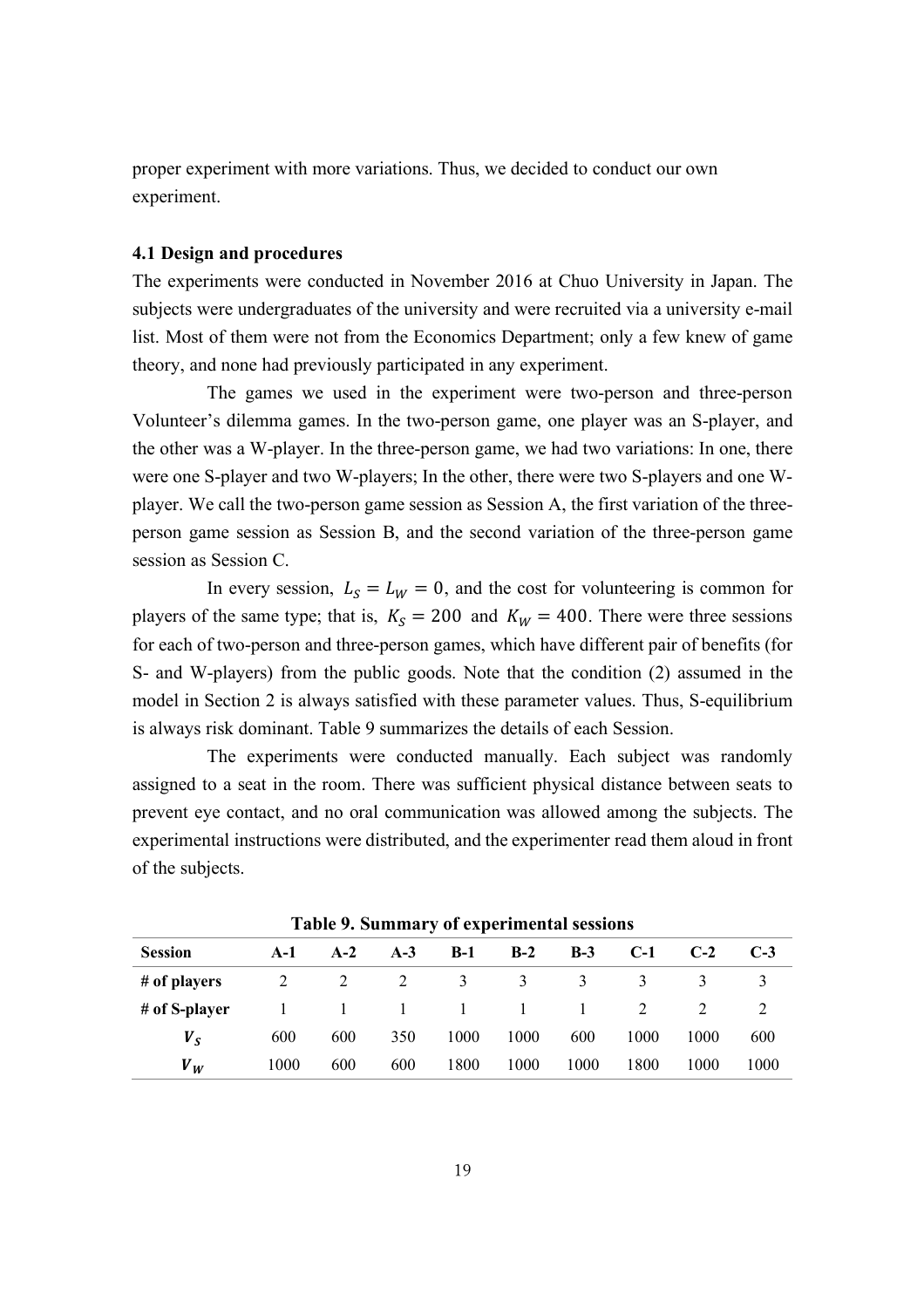proper experiment with more variations. Thus, we decided to conduct our own experiment.

### 4.1 Design and procedures

The experiments were conducted in November 2016 at Chuo University in Japan. The subjects were undergraduates of the university and were recruited via a university e-mail list. Most of them were not from the Economics Department; only a few knew of game theory, and none had previously participated in any experiment.

The games we used in the experiment were two-person and three-person Volunteer's dilemma games. In the two-person game, one player was an S-player, and the other was a W-player. In the three-person game, we had two variations: In one, there were one S-player and two W-players; In the other, there were two S-players and one W-player. We call the two-person game session as Session A, the first variation of the three-person game session as Session B, and the second variation of the three-person game session as Session C.

In every session, $L_S = L_W = 0$, and the cost for volunteering is common for players of the same type; that is, $K_S = 200$ and $K_W = 400$. There were three sessions for each of two-person and three-person games, which have different pair of benefits (for S- and W-players) from the public goods. Note that the condition (2) assumed in the model in Section 2 is always satisfied with these parameter values. Thus, S-equilibrium is always risk dominant. Table 9 summarizes the details of each Session.

The experiments were conducted manually. Each subject was randomly assigned to a seat in the room. There was sufficient physical distance between seats to prevent eye contact, and no oral communication was allowed among the subjects. The experimental instructions were distributed, and the experimenter read them aloud in front of the subjects.

**Table 9. Summary of experimental sessions**

| Session | A-1 | A-2 | A-3 | B-1 | B-2 | B-3 | C-1 | C-2 | C-3 |
|---|---|---|---|---|---|---|---|---|---|
| # of players | 2 | 2 | 2 | 3 | 3 | 3 | 3 | 3 | 3 |
| # of S-player | 1 | 1 | 1 | 1 | 1 | 1 | 2 | 2 | 2 |
| $V_S$ | 600 | 600 | 350 | 1000 | 1000 | 600 | 1000 | 1000 | 600 |
| $V_W$ | 1000 | 600 | 600 | 1800 | 1000 | 1000 | 1800 | 1000 | 1000 |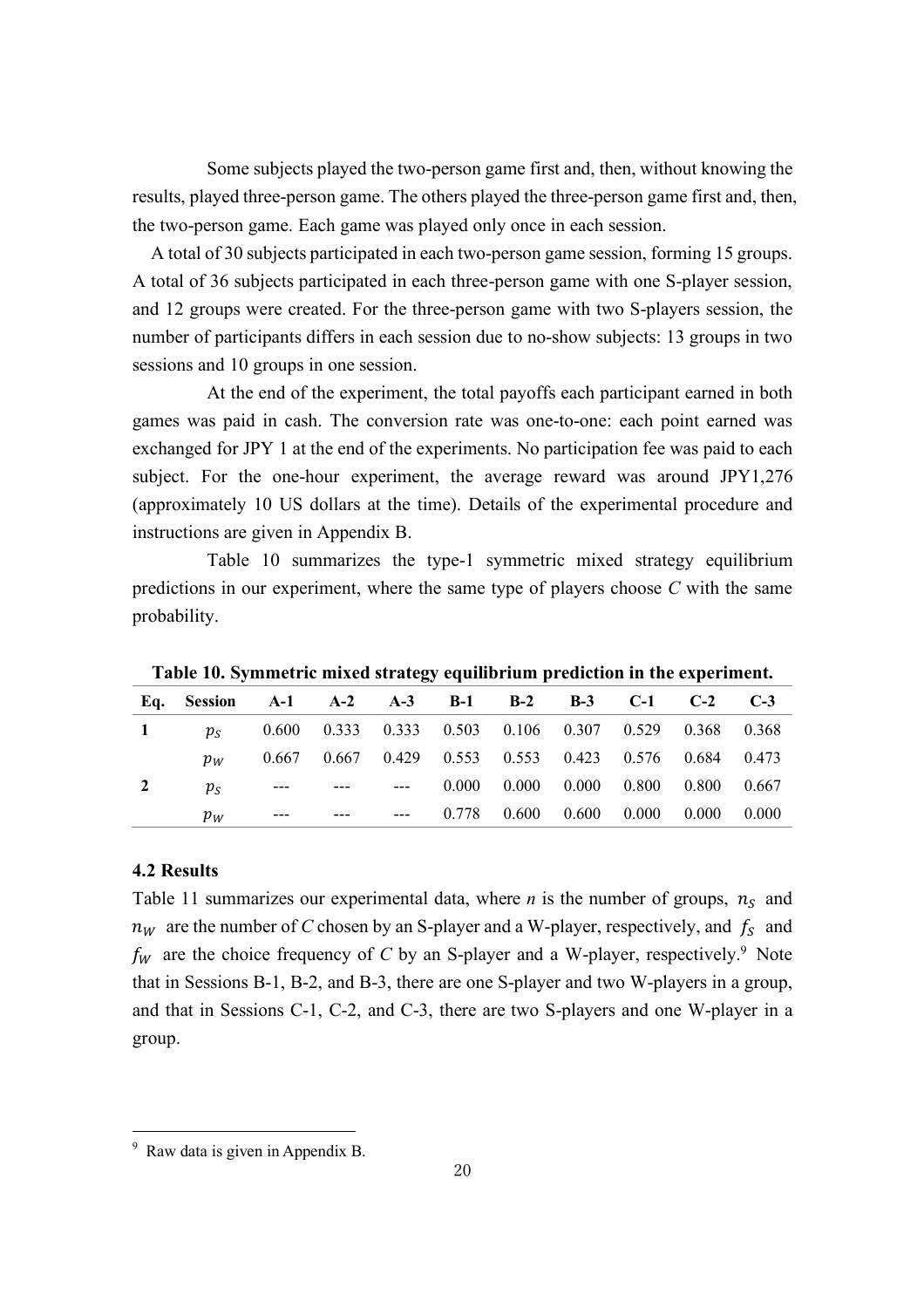Some subjects played the two-person game first and, then, without knowing the results, played three-person game. The others played the three-person game first and, then, the two-person game. Each game was played only once in each session.

A total of 30 subjects participated in each two-person game session, forming 15 groups. A total of 36 subjects participated in each three-person game with one S-player session, and 12 groups were created. For the three-person game with two S-players session, the number of participants differs in each session due to no-show subjects: 13 groups in two sessions and 10 groups in one session.

At the end of the experiment, the total payoffs each participant earned in both games was paid in cash. The conversion rate was one-to-one: each point earned was exchanged for JPY 1 at the end of the experiments. No participation fee was paid to each subject. For the one-hour experiment, the average reward was around JPY1,276 (approximately 10 US dollars at the time). Details of the experimental procedure and instructions are given in Appendix B.

Table 10 summarizes the type-1 symmetric mixed strategy equilibrium predictions in our experiment, where the same type of players choose *C* with the same probability.

**Table 10. Symmetric mixed strategy equilibrium prediction in the experiment.**

| Eq. | Session | A-1 | A-2 | A-3 | B-1 | B-2 | B-3 | C-1 | C-2 | C-3 |
|---|---|---|---|---|---|---|---|---|---|---|
| **1** | $p_S$ | 0.600 | 0.333 | 0.333 | 0.503 | 0.106 | 0.307 | 0.529 | 0.368 | 0.368 |
| | $p_W$ | 0.667 | 0.667 | 0.429 | 0.553 | 0.553 | 0.423 | 0.576 | 0.684 | 0.473 |
| **2** | $p_S$ | --- | --- | --- | 0.000 | 0.000 | 0.000 | 0.800 | 0.800 | 0.667 |
| | $p_W$ | --- | --- | --- | 0.778 | 0.600 | 0.600 | 0.000 | 0.000 | 0.000 |

### 4.2 Results

Table 11 summarizes our experimental data, where *n* is the number of groups, $n_S$ and $n_W$ are the number of *C* chosen by an S-player and a W-player, respectively, and $f_S$ and $f_W$ are the choice frequency of *C* by an S-player and a W-player, respectively.[9] Note that in Sessions B-1, B-2, and B-3, there are one S-player and two W-players in a group, and that in Sessions C-1, C-2, and C-3, there are two S-players and one W-player in a group.

[9] Raw data is given in Appendix B.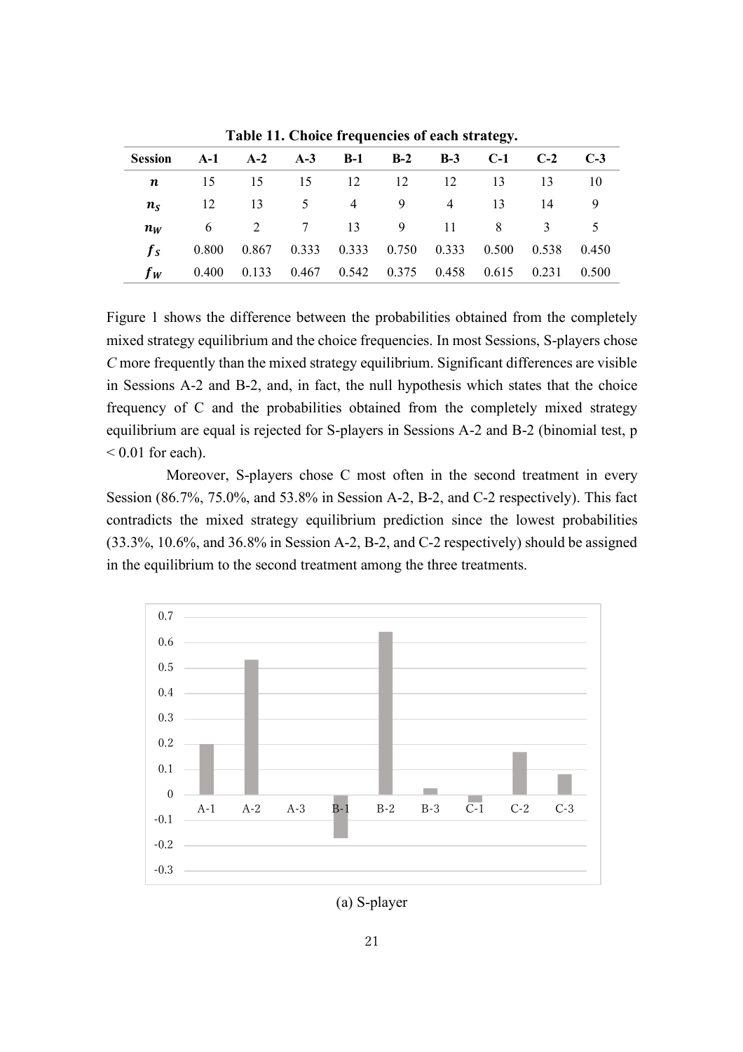**Table 11. Choice frequencies of each strategy.**

| Session | A-1 | A-2 | A-3 | B-1 | B-2 | B-3 | C-1 | C-2 | C-3 |
|---|---|---|---|---|---|---|---|---|---|
| $n$ | 15 | 15 | 15 | 12 | 12 | 12 | 13 | 13 | 10 |
| $n_S$ | 12 | 13 | 5 | 4 | 9 | 4 | 13 | 14 | 9 |
| $n_W$ | 6 | 2 | 7 | 13 | 9 | 11 | 8 | 3 | 5 |
| $f_S$ | 0.800 | 0.867 | 0.333 | 0.333 | 0.750 | 0.333 | 0.500 | 0.538 | 0.450 |
| $f_W$ | 0.400 | 0.133 | 0.467 | 0.542 | 0.375 | 0.458 | 0.615 | 0.231 | 0.500 |

Figure 1 shows the difference between the probabilities obtained from the completely mixed strategy equilibrium and the choice frequencies. In most Sessions, S-players chose *C* more frequently than the mixed strategy equilibrium. Significant differences are visible in Sessions A-2 and B-2, and, in fact, the null hypothesis which states that the choice frequency of C and the probabilities obtained from the completely mixed strategy equilibrium are equal is rejected for S-players in Sessions A-2 and B-2 (binomial test, $p < 0.01$ for each).

Moreover, S-players chose C most often in the second treatment in every Session (86.7%, 75.0%, and 53.8% in Session A-2, B-2, and C-2 respectively). This fact contradicts the mixed strategy equilibrium prediction since the lowest probabilities (33.3%, 10.6%, and 36.8% in Session A-2, B-2, and C-2 respectively) should be assigned in the equilibrium to the second treatment among the three treatments.

(a) S-player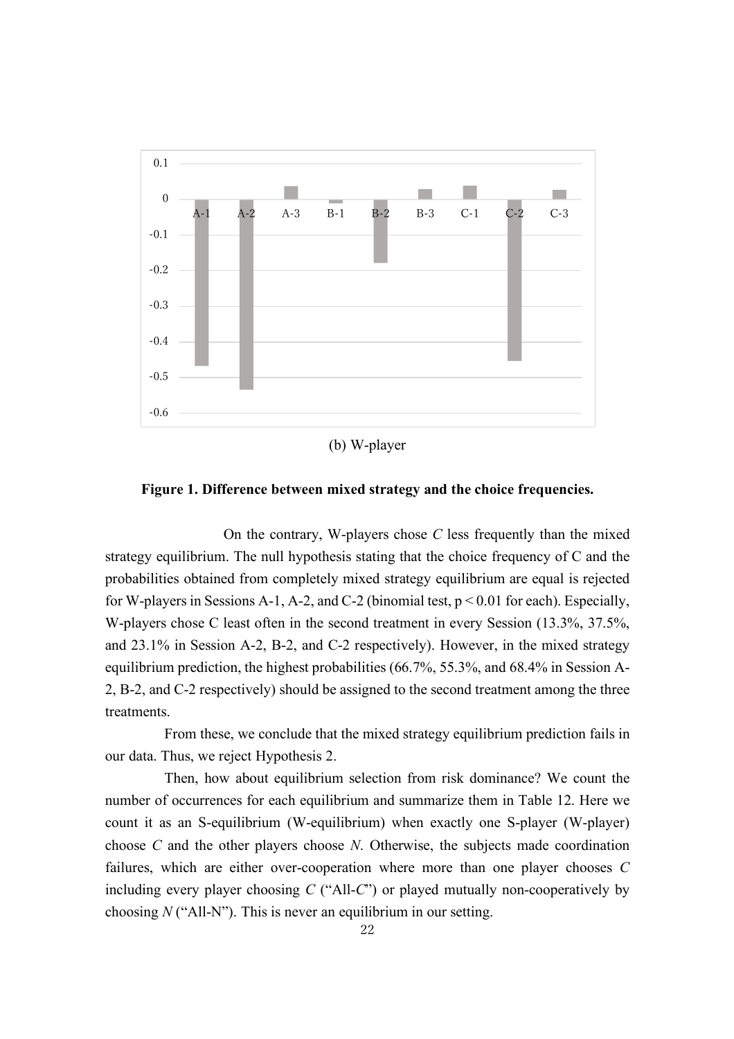(b) W-player

**Figure 1. Difference between mixed strategy and the choice frequencies.**

On the contrary, W-players chose *C* less frequently than the mixed strategy equilibrium. The null hypothesis stating that the choice frequency of C and the probabilities obtained from completely mixed strategy equilibrium are equal is rejected for W-players in Sessions A-1, A-2, and C-2 (binomial test, $p < 0.01$ for each). Especially, W-players chose C least often in the second treatment in every Session (13.3%, 37.5%, and 23.1% in Session A-2, B-2, and C-2 respectively). However, in the mixed strategy equilibrium prediction, the highest probabilities (66.7%, 55.3%, and 68.4% in Session A-2, B-2, and C-2 respectively) should be assigned to the second treatment among the three treatments.

From these, we conclude that the mixed strategy equilibrium prediction fails in our data. Thus, we reject Hypothesis 2.

Then, how about equilibrium selection from risk dominance? We count the number of occurrences for each equilibrium and summarize them in Table 12. Here we count it as an S-equilibrium (W-equilibrium) when exactly one S-player (W-player) choose *C* and the other players choose *N*. Otherwise, the subjects made coordination failures, which are either over-cooperation where more than one player chooses *C* including every player choosing *C* ("All-*C*") or played mutually non-cooperatively by choosing *N* ("All-N"). This is never an equilibrium in our setting.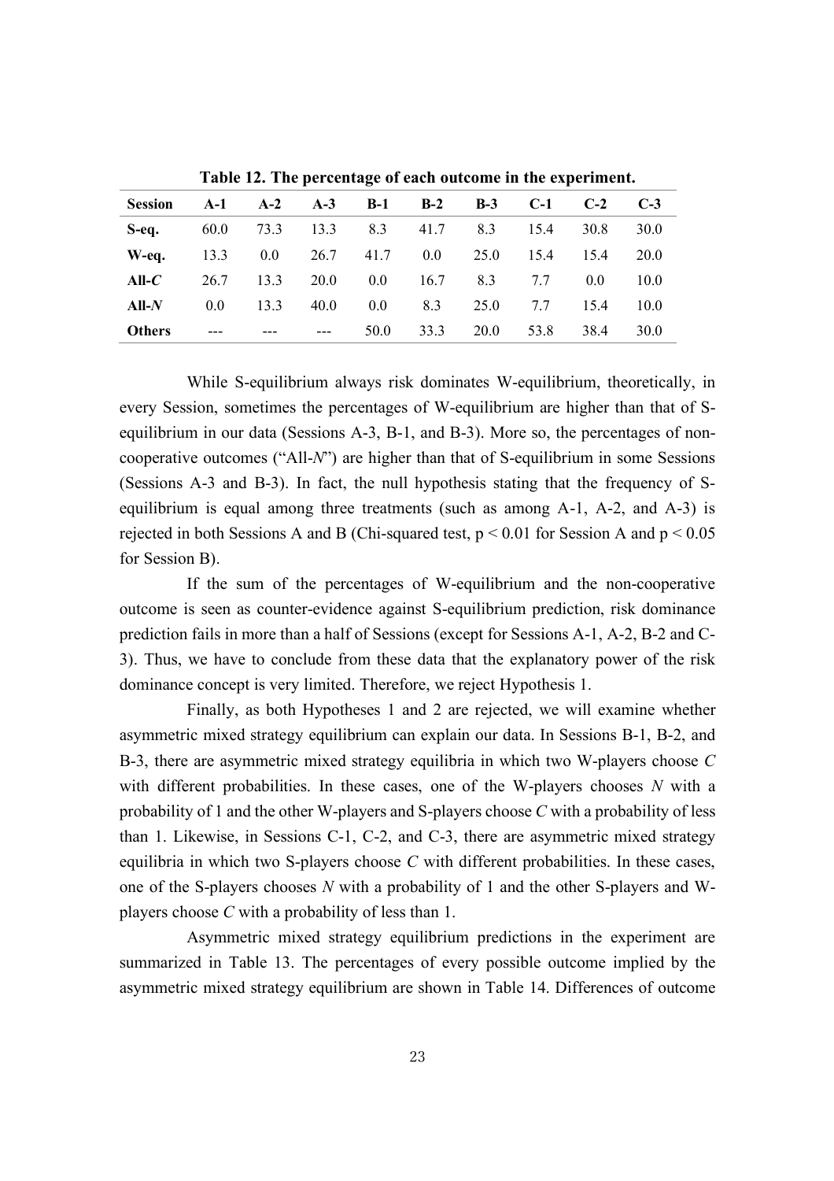**Table 12. The percentage of each outcome in the experiment.**

| Session | A-1 | A-2 | A-3 | B-1 | B-2 | B-3 | C-1 | C-2 | C-3 |
|---|---|---|---|---|---|---|---|---|---|
| **S-eq.** | 60.0 | 73.3 | 13.3 | 8.3 | 41.7 | 8.3 | 15.4 | 30.8 | 30.0 |
| **W-eq.** | 13.3 | 0.0 | 26.7 | 41.7 | 0.0 | 25.0 | 15.4 | 15.4 | 20.0 |
| **All-*C*** | 26.7 | 13.3 | 20.0 | 0.0 | 16.7 | 8.3 | 7.7 | 0.0 | 10.0 |
| **All-*N*** | 0.0 | 13.3 | 40.0 | 0.0 | 8.3 | 25.0 | 7.7 | 15.4 | 10.0 |
| **Others** | --- | --- | --- | 50.0 | 33.3 | 20.0 | 53.8 | 38.4 | 30.0 |

While S-equilibrium always risk dominates W-equilibrium, theoretically, in every Session, sometimes the percentages of W-equilibrium are higher than that of S-equilibrium in our data (Sessions A-3, B-1, and B-3). More so, the percentages of non-cooperative outcomes ("All-*N*") are higher than that of S-equilibrium in some Sessions (Sessions A-3 and B-3). In fact, the null hypothesis stating that the frequency of S-equilibrium is equal among three treatments (such as among A-1, A-2, and A-3) is rejected in both Sessions A and B (Chi-squared test, $p < 0.01$ for Session A and $p < 0.05$ for Session B).

If the sum of the percentages of W-equilibrium and the non-cooperative outcome is seen as counter-evidence against S-equilibrium prediction, risk dominance prediction fails in more than a half of Sessions (except for Sessions A-1, A-2, B-2 and C-3). Thus, we have to conclude from these data that the explanatory power of the risk dominance concept is very limited. Therefore, we reject Hypothesis 1.

Finally, as both Hypotheses 1 and 2 are rejected, we will examine whether asymmetric mixed strategy equilibrium can explain our data. In Sessions B-1, B-2, and B-3, there are asymmetric mixed strategy equilibria in which two W-players choose *C* with different probabilities. In these cases, one of the W-players chooses *N* with a probability of 1 and the other W-players and S-players choose *C* with a probability of less than 1. Likewise, in Sessions C-1, C-2, and C-3, there are asymmetric mixed strategy equilibria in which two S-players choose *C* with different probabilities. In these cases, one of the S-players chooses *N* with a probability of 1 and the other S-players and W-players choose *C* with a probability of less than 1.

Asymmetric mixed strategy equilibrium predictions in the experiment are summarized in Table 13. The percentages of every possible outcome implied by the asymmetric mixed strategy equilibrium are shown in Table 14. Differences of outcome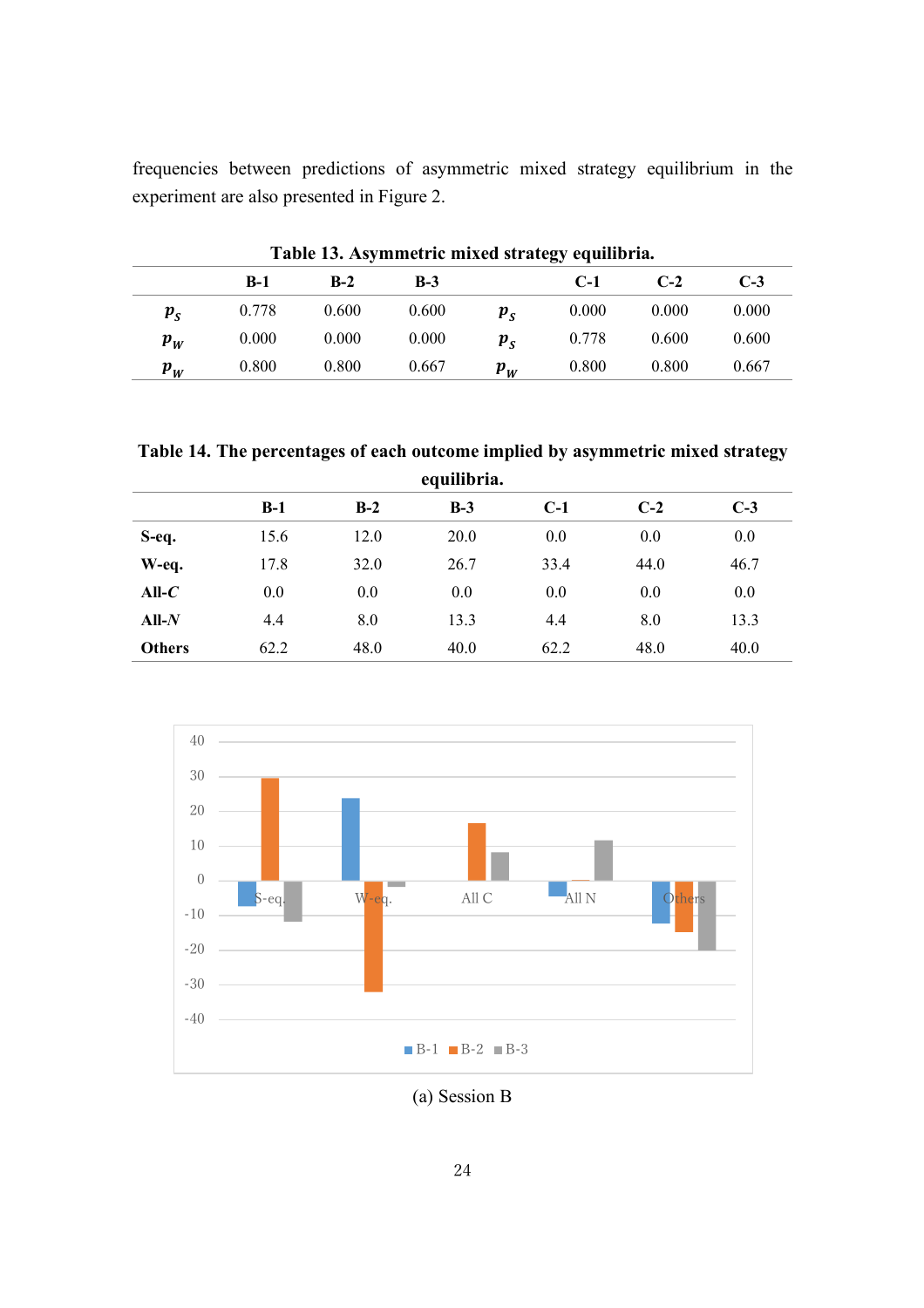frequencies between predictions of asymmetric mixed strategy equilibrium in the experiment are also presented in Figure 2.

**Table 13. Asymmetric mixed strategy equilibria.**

| | B-1 | B-2 | B-3 | | C-1 | C-2 | C-3 |
|---|---|---|---|---|---|---|---|
| $p_S$ | 0.778 | 0.600 | 0.600 | $p_S$ | 0.000 | 0.000 | 0.000 |
| $p_W$ | 0.000 | 0.000 | 0.000 | $p_S$ | 0.778 | 0.600 | 0.600 |
| $p_W$ | 0.800 | 0.800 | 0.667 | $p_W$ | 0.800 | 0.800 | 0.667 |

**Table 14. The percentages of each outcome implied by asymmetric mixed strategy equilibria.**

| | B-1 | B-2 | B-3 | C-1 | C-2 | C-3 |
|---|---|---|---|---|---|---|
| **S-eq.** | 15.6 | 12.0 | 20.0 | 0.0 | 0.0 | 0.0 |
| **W-eq.** | 17.8 | 32.0 | 26.7 | 33.4 | 44.0 | 46.7 |
| **All-*C*** | 0.0 | 0.0 | 0.0 | 0.0 | 0.0 | 0.0 |
| **All-*N*** | 4.4 | 8.0 | 13.3 | 4.4 | 8.0 | 13.3 |
| **Others** | 62.2 | 48.0 | 40.0 | 62.2 | 48.0 | 40.0 |

(a) Session B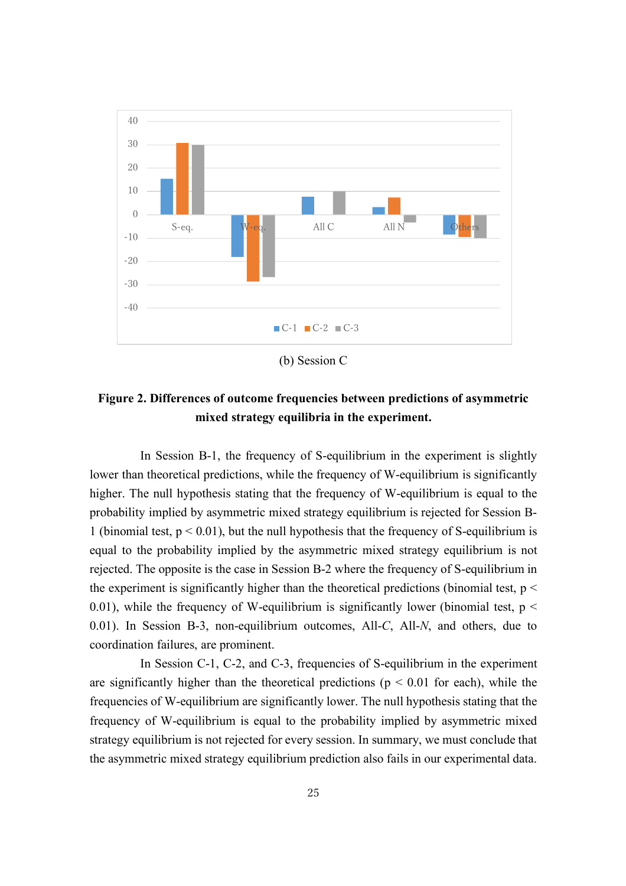(b) Session C

**Figure 2. Differences of outcome frequencies between predictions of asymmetric mixed strategy equilibria in the experiment.**

In Session B-1, the frequency of S-equilibrium in the experiment is slightly lower than theoretical predictions, while the frequency of W-equilibrium is significantly higher. The null hypothesis stating that the frequency of W-equilibrium is equal to the probability implied by asymmetric mixed strategy equilibrium is rejected for Session B-1 (binomial test, $p < 0.01$), but the null hypothesis that the frequency of S-equilibrium is equal to the probability implied by the asymmetric mixed strategy equilibrium is not rejected. The opposite is the case in Session B-2 where the frequency of S-equilibrium in the experiment is significantly higher than the theoretical predictions (binomial test, $p < 0.01$), while the frequency of W-equilibrium is significantly lower (binomial test, $p < 0.01$). In Session B-3, non-equilibrium outcomes, All-*C*, All-*N*, and others, due to coordination failures, are prominent.

In Session C-1, C-2, and C-3, frequencies of S-equilibrium in the experiment are significantly higher than the theoretical predictions ($p < 0.01$ for each), while the frequencies of W-equilibrium are significantly lower. The null hypothesis stating that the frequency of W-equilibrium is equal to the probability implied by asymmetric mixed strategy equilibrium is not rejected for every session. In summary, we must conclude that the asymmetric mixed strategy equilibrium prediction also fails in our experimental data.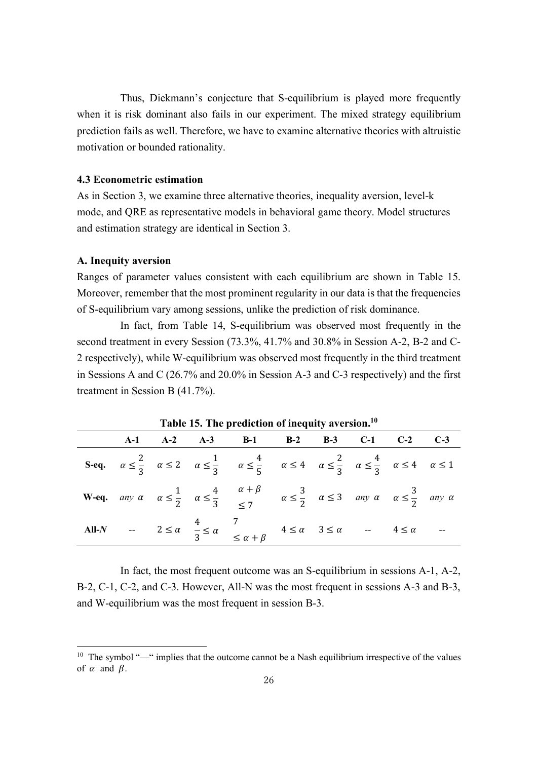Thus, Diekmann's conjecture that S-equilibrium is played more frequently when it is risk dominant also fails in our experiment. The mixed strategy equilibrium prediction fails as well. Therefore, we have to examine alternative theories with altruistic motivation or bounded rationality.

### 4.3 Econometric estimation

As in Section 3, we examine three alternative theories, inequality aversion, level-k mode, and QRE as representative models in behavioral game theory. Model structures and estimation strategy are identical in Section 3.

#### A. Inequity aversion

Ranges of parameter values consistent with each equilibrium are shown in Table 15. Moreover, remember that the most prominent regularity in our data is that the frequencies of S-equilibrium vary among sessions, unlike the prediction of risk dominance.

In fact, from Table 14, S-equilibrium was observed most frequently in the second treatment in every Session (73.3%, 41.7% and 30.8% in Session A-2, B-2 and C-2 respectively), while W-equilibrium was observed most frequently in the third treatment in Sessions A and C (26.7% and 20.0% in Session A-3 and C-3 respectively) and the first treatment in Session B (41.7%).

**Table 15. The prediction of inequity aversion.**[10]

| | A-1 | A-2 | A-3 | B-1 | B-2 | B-3 | C-1 | C-2 | C-3 |
|---|---|---|---|---|---|---|---|---|---|
| **S-eq.** | $\alpha \leq \frac{2}{3}$ | $\alpha \leq 2$ | $\alpha \leq \frac{1}{3}$ | $\alpha \leq \frac{4}{5}$ | $\alpha \leq 4$ | $\alpha \leq \frac{2}{3}$ | $\alpha \leq \frac{4}{3}$ | $\alpha \leq 4$ | $\alpha \leq 1$ |
| **W-eq.** | *any* $\alpha$ | $\alpha \leq \frac{1}{2}$ | $\alpha \leq \frac{4}{3}$ | $\alpha + \beta \leq 7$ | $\alpha \leq \frac{3}{2}$ | $\alpha \leq 3$ | *any* $\alpha$ | $\alpha \leq \frac{3}{2}$ | *any* $\alpha$ |
| **All-*N*** | -- | $2 \leq \alpha$ | $\frac{4}{3} \leq \alpha$ | $7 \leq \alpha + \beta$ | $4 \leq \alpha$ | $3 \leq \alpha$ | -- | $4 \leq \alpha$ | -- |

In fact, the most frequent outcome was an S-equilibrium in sessions A-1, A-2, B-2, C-1, C-2, and C-3. However, All-N was the most frequent in sessions A-3 and B-3, and W-equilibrium was the most frequent in session B-3.

[10] The symbol "—" implies that the outcome cannot be a Nash equilibrium irrespective of the values of $\alpha$ and $\beta$.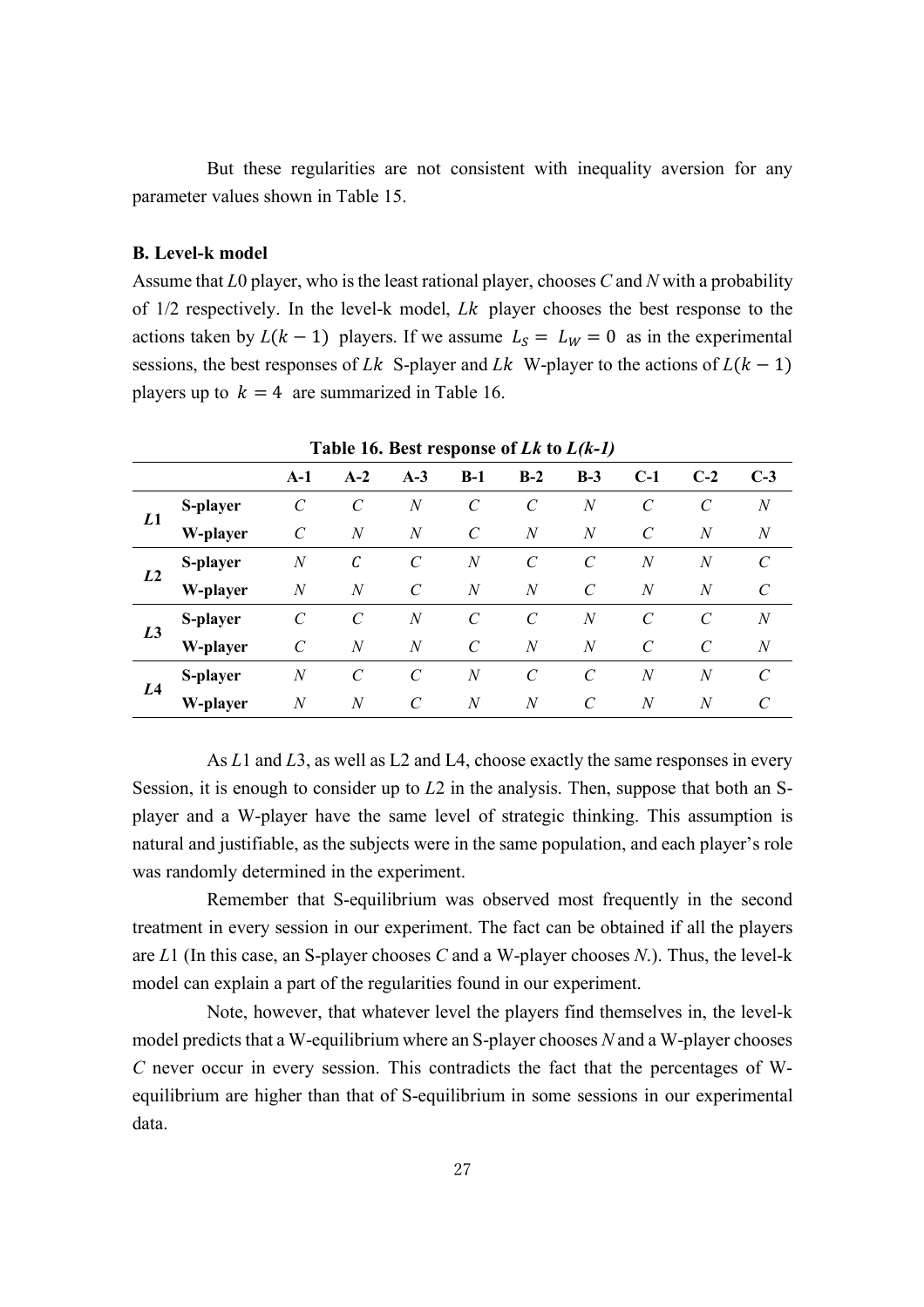But these regularities are not consistent with inequality aversion for any parameter values shown in Table 15.

**B. Level-k model**

Assume that *L*0 player, who is the least rational player, chooses *C* and *N* with a probability of 1/2 respectively. In the level-k model, $Lk$ player chooses the best response to the actions taken by $L(k-1)$ players. If we assume $L_S = L_W = 0$ as in the experimental sessions, the best responses of $Lk$ S-player and $Lk$ W-player to the actions of $L(k-1)$ players up to $k = 4$ are summarized in Table 16.

**Table 16. Best response of *Lk* to *L(k-1)***

| | | A-1 | A-2 | A-3 | B-1 | B-2 | B-3 | C-1 | C-2 | C-3 |
|---|---|---|---|---|---|---|---|---|---|---|
| ***L*1** | S-player | *C* | *C* | *N* | *C* | *C* | *N* | *C* | *C* | *N* |
| | W-player | *C* | *N* | *N* | *C* | *N* | *N* | *C* | *N* | *N* |
| ***L*2** | S-player | *N* | *C* | *C* | *N* | *C* | *C* | *N* | *N* | *C* |
| | W-player | *N* | *N* | *C* | *N* | *N* | *C* | *N* | *N* | *C* |
| ***L*3** | S-player | *C* | *C* | *N* | *C* | *C* | *N* | *C* | *C* | *N* |
| | W-player | *C* | *N* | *N* | *C* | *N* | *N* | *C* | *C* | *N* |
| ***L*4** | S-player | *N* | *C* | *C* | *N* | *C* | *C* | *N* | *N* | *C* |
| | W-player | *N* | *N* | *C* | *N* | *N* | *C* | *N* | *N* | *C* |

As *L*1 and *L*3, as well as L2 and L4, choose exactly the same responses in every Session, it is enough to consider up to *L*2 in the analysis. Then, suppose that both an S-player and a W-player have the same level of strategic thinking. This assumption is natural and justifiable, as the subjects were in the same population, and each player's role was randomly determined in the experiment.

Remember that S-equilibrium was observed most frequently in the second treatment in every session in our experiment. The fact can be obtained if all the players are *L*1 (In this case, an S-player chooses *C* and a W-player chooses *N*.). Thus, the level-k model can explain a part of the regularities found in our experiment.

Note, however, that whatever level the players find themselves in, the level-k model predicts that a W-equilibrium where an S-player chooses *N* and a W-player chooses *C* never occur in every session. This contradicts the fact that the percentages of W-equilibrium are higher than that of S-equilibrium in some sessions in our experimental data.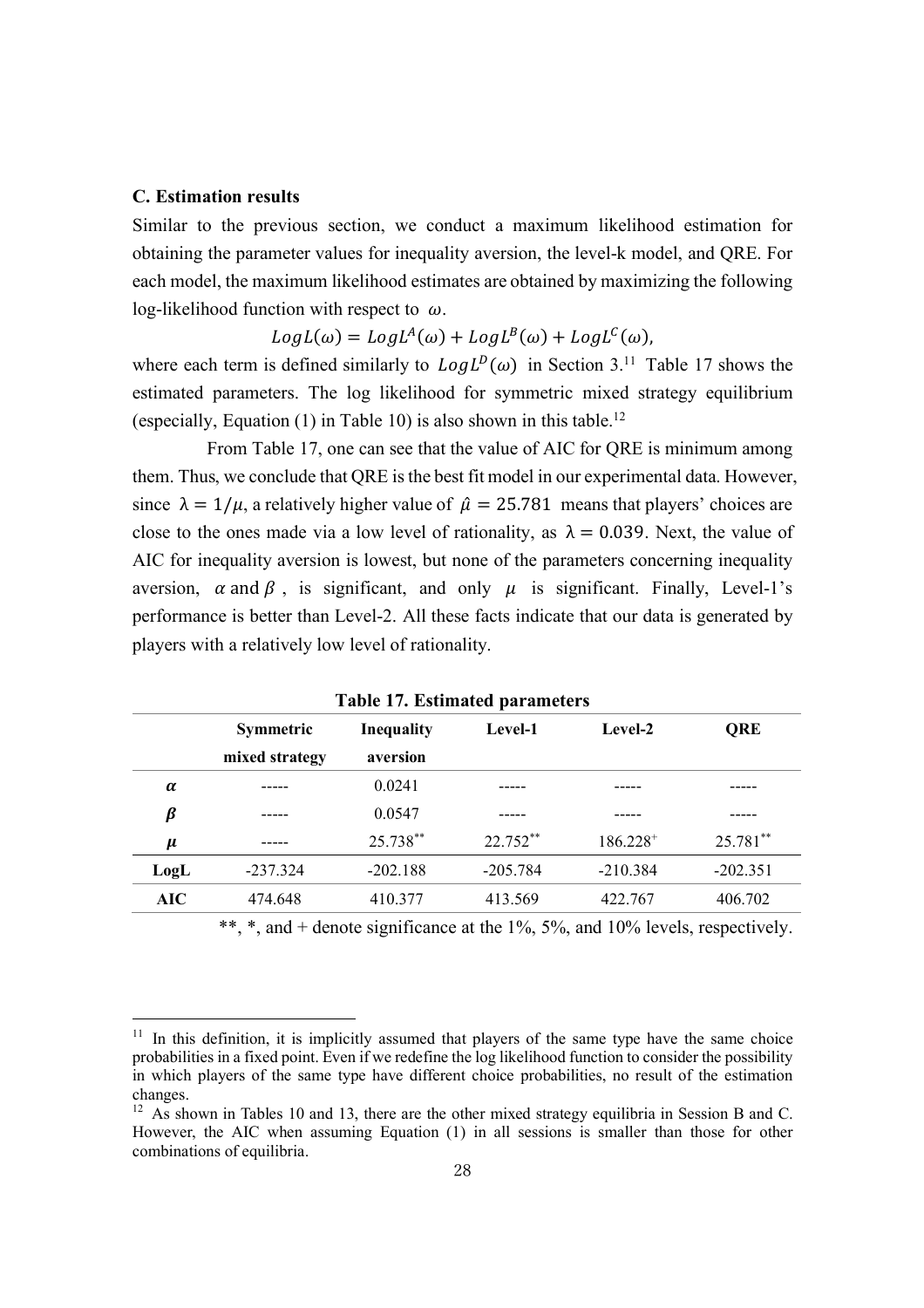### C. Estimation results

Similar to the previous section, we conduct a maximum likelihood estimation for obtaining the parameter values for inequality aversion, the level-k model, and QRE. For each model, the maximum likelihood estimates are obtained by maximizing the following log-likelihood function with respect to $\omega$.

$$LogL(\omega) = LogL^A(\omega) + LogL^B(\omega) + LogL^C(\omega),$$

where each term is defined similarly to $LogL^D(\omega)$ in Section 3.[11] Table 17 shows the estimated parameters. The log likelihood for symmetric mixed strategy equilibrium (especially, Equation (1) in Table 10) is also shown in this table.[12]

From Table 17, one can see that the value of AIC for QRE is minimum among them. Thus, we conclude that QRE is the best fit model in our experimental data. However, since $\lambda = 1/\mu$, a relatively higher value of $\hat{\mu} = 25.781$ means that players' choices are close to the ones made via a low level of rationality, as $\lambda = 0.039$. Next, the value of AIC for inequality aversion is lowest, but none of the parameters concerning inequality aversion, $\alpha$ and $\beta$, is significant, and only $\mu$ is significant. Finally, Level-1's performance is better than Level-2. All these facts indicate that our data is generated by players with a relatively low level of rationality.

**Table 17. Estimated parameters**

| | Symmetric mixed strategy | Inequality aversion | Level-1 | Level-2 | QRE |
|---|---|---|---|---|---|
| $\alpha$ | ----- | 0.0241 | ----- | ----- | ----- |
| $\beta$ | ----- | 0.0547 | ----- | ----- | ----- |
| $\mu$ | ----- | 25.738** | 22.752** | 186.228+ | 25.781** |
| **LogL** | -237.324 | -202.188 | -205.784 | -210.384 | -202.351 |
| **AIC** | 474.648 | 410.377 | 413.569 | 422.767 | 406.702 |

**, *, and + denote significance at the 1%, 5%, and 10% levels, respectively.

[11] In this definition, it is implicitly assumed that players of the same type have the same choice probabilities in a fixed point. Even if we redefine the log likelihood function to consider the possibility in which players of the same type have different choice probabilities, no result of the estimation changes.

[12] As shown in Tables 10 and 13, there are the other mixed strategy equilibria in Session B and C. However, the AIC when assuming Equation (1) in all sessions is smaller than those for other combinations of equilibria.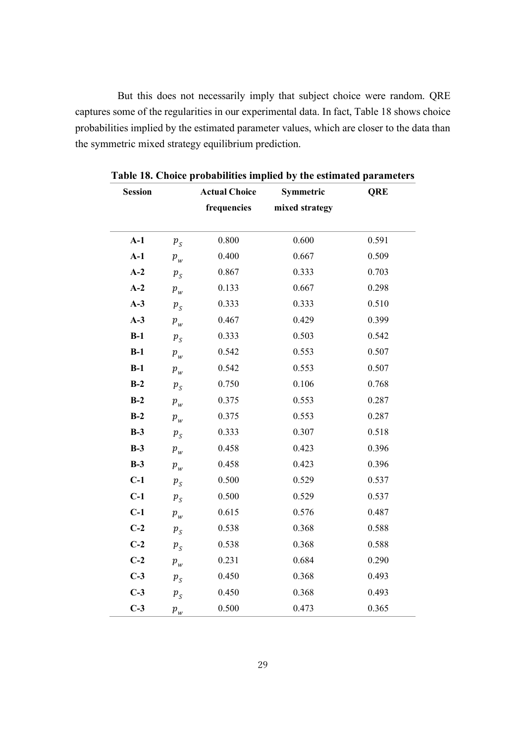But this does not necessarily imply that subject choice were random. QRE captures some of the regularities in our experimental data. In fact, Table 18 shows choice probabilities implied by the estimated parameter values, which are closer to the data than the symmetric mixed strategy equilibrium prediction.

**Table 18. Choice probabilities implied by the estimated parameters**

| Session | | Actual Choice frequencies | Symmetric mixed strategy | QRE |
|---|---|---|---|---|
| **A-1** | $p_S$ | 0.800 | 0.600 | 0.591 |
| **A-1** | $p_w$ | 0.400 | 0.667 | 0.509 |
| **A-2** | $p_S$ | 0.867 | 0.333 | 0.703 |
| **A-2** | $p_w$ | 0.133 | 0.667 | 0.298 |
| **A-3** | $p_S$ | 0.333 | 0.333 | 0.510 |
| **A-3** | $p_w$ | 0.467 | 0.429 | 0.399 |
| **B-1** | $p_S$ | 0.333 | 0.503 | 0.542 |
| **B-1** | $p_w$ | 0.542 | 0.553 | 0.507 |
| **B-1** | $p_w$ | 0.542 | 0.553 | 0.507 |
| **B-2** | $p_S$ | 0.750 | 0.106 | 0.768 |
| **B-2** | $p_w$ | 0.375 | 0.553 | 0.287 |
| **B-2** | $p_w$ | 0.375 | 0.553 | 0.287 |
| **B-3** | $p_S$ | 0.333 | 0.307 | 0.518 |
| **B-3** | $p_w$ | 0.458 | 0.423 | 0.396 |
| **B-3** | $p_w$ | 0.458 | 0.423 | 0.396 |
| **C-1** | $p_S$ | 0.500 | 0.529 | 0.537 |
| **C-1** | $p_S$ | 0.500 | 0.529 | 0.537 |
| **C-1** | $p_w$ | 0.615 | 0.576 | 0.487 |
| **C-2** | $p_S$ | 0.538 | 0.368 | 0.588 |
| **C-2** | $p_S$ | 0.538 | 0.368 | 0.588 |
| **C-2** | $p_w$ | 0.231 | 0.684 | 0.290 |
| **C-3** | $p_S$ | 0.450 | 0.368 | 0.493 |
| **C-3** | $p_S$ | 0.450 | 0.368 | 0.493 |
| **C-3** | $p_w$ | 0.500 | 0.473 | 0.365 |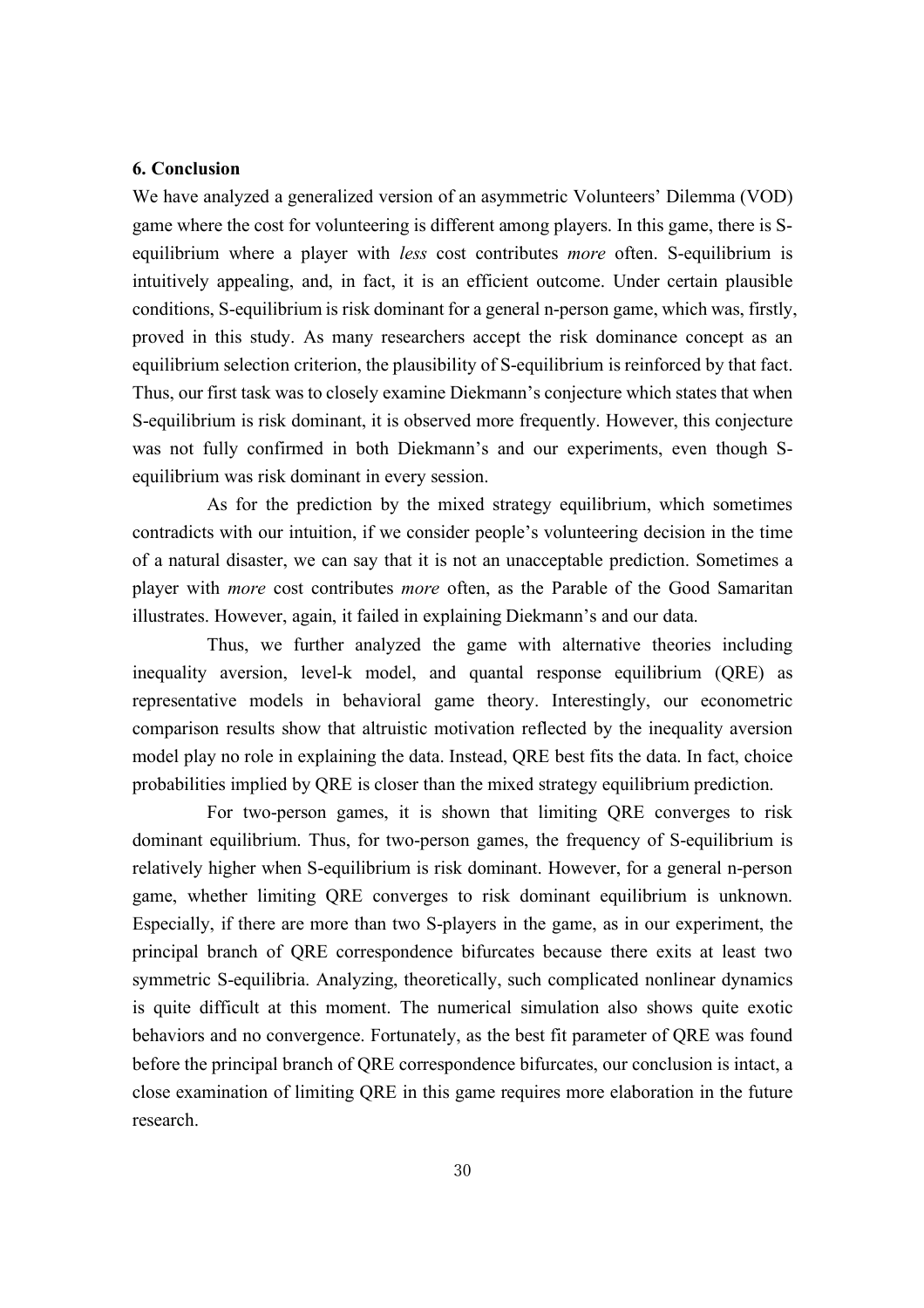### 6. Conclusion

We have analyzed a generalized version of an asymmetric Volunteers' Dilemma (VOD) game where the cost for volunteering is different among players. In this game, there is S-equilibrium where a player with *less* cost contributes *more* often. S-equilibrium is intuitively appealing, and, in fact, it is an efficient outcome. Under certain plausible conditions, S-equilibrium is risk dominant for a general n-person game, which was, firstly, proved in this study. As many researchers accept the risk dominance concept as an equilibrium selection criterion, the plausibility of S-equilibrium is reinforced by that fact. Thus, our first task was to closely examine Diekmann's conjecture which states that when S-equilibrium is risk dominant, it is observed more frequently. However, this conjecture was not fully confirmed in both Diekmann's and our experiments, even though S-equilibrium was risk dominant in every session.

As for the prediction by the mixed strategy equilibrium, which sometimes contradicts with our intuition, if we consider people's volunteering decision in the time of a natural disaster, we can say that it is not an unacceptable prediction. Sometimes a player with *more* cost contributes *more* often, as the Parable of the Good Samaritan illustrates. However, again, it failed in explaining Diekmann's and our data.

Thus, we further analyzed the game with alternative theories including inequality aversion, level-k model, and quantal response equilibrium (QRE) as representative models in behavioral game theory. Interestingly, our econometric comparison results show that altruistic motivation reflected by the inequality aversion model play no role in explaining the data. Instead, QRE best fits the data. In fact, choice probabilities implied by QRE is closer than the mixed strategy equilibrium prediction.

For two-person games, it is shown that limiting QRE converges to risk dominant equilibrium. Thus, for two-person games, the frequency of S-equilibrium is relatively higher when S-equilibrium is risk dominant. However, for a general n-person game, whether limiting QRE converges to risk dominant equilibrium is unknown. Especially, if there are more than two S-players in the game, as in our experiment, the principal branch of QRE correspondence bifurcates because there exits at least two symmetric S-equilibria. Analyzing, theoretically, such complicated nonlinear dynamics is quite difficult at this moment. The numerical simulation also shows quite exotic behaviors and no convergence. Fortunately, as the best fit parameter of QRE was found before the principal branch of QRE correspondence bifurcates, our conclusion is intact, a close examination of limiting QRE in this game requires more elaboration in the future research.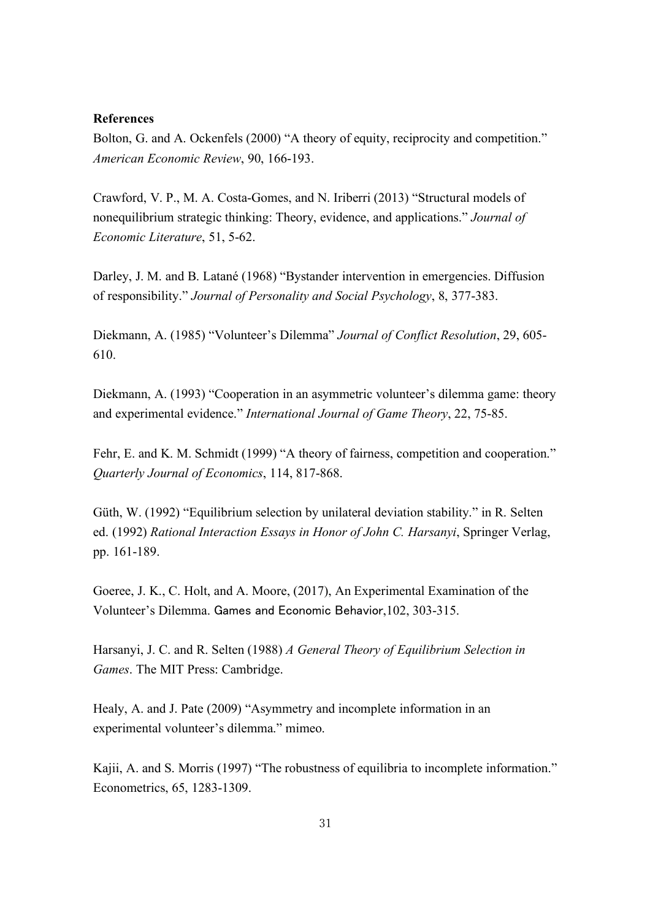**References**

Bolton, G. and A. Ockenfels (2000) "A theory of equity, reciprocity and competition." *American Economic Review*, 90, 166-193.

Crawford, V. P., M. A. Costa-Gomes, and N. Iriberri (2013) "Structural models of nonequilibrium strategic thinking: Theory, evidence, and applications." *Journal of Economic Literature*, 51, 5-62.

Darley, J. M. and B. Latané (1968) "Bystander intervention in emergencies. Diffusion of responsibility." *Journal of Personality and Social Psychology*, 8, 377-383.

Diekmann, A. (1985) "Volunteer's Dilemma" *Journal of Conflict Resolution*, 29, 605-610.

Diekmann, A. (1993) "Cooperation in an asymmetric volunteer's dilemma game: theory and experimental evidence." *International Journal of Game Theory*, 22, 75-85.

Fehr, E. and K. M. Schmidt (1999) "A theory of fairness, competition and cooperation." *Quarterly Journal of Economics*, 114, 817-868.

Güth, W. (1992) "Equilibrium selection by unilateral deviation stability." in R. Selten ed. (1992) *Rational Interaction Essays in Honor of John C. Harsanyi*, Springer Verlag, pp. 161-189.

Goeree, J. K., C. Holt, and A. Moore, (2017), An Experimental Examination of the Volunteer's Dilemma. Games and Economic Behavior,102, 303-315.

Harsanyi, J. C. and R. Selten (1988) *A General Theory of Equilibrium Selection in Games*. The MIT Press: Cambridge.

Healy, A. and J. Pate (2009) "Asymmetry and incomplete information in an experimental volunteer's dilemma." mimeo.

Kajii, A. and S. Morris (1997) "The robustness of equilibria to incomplete information." Econometrics, 65, 1283-1309.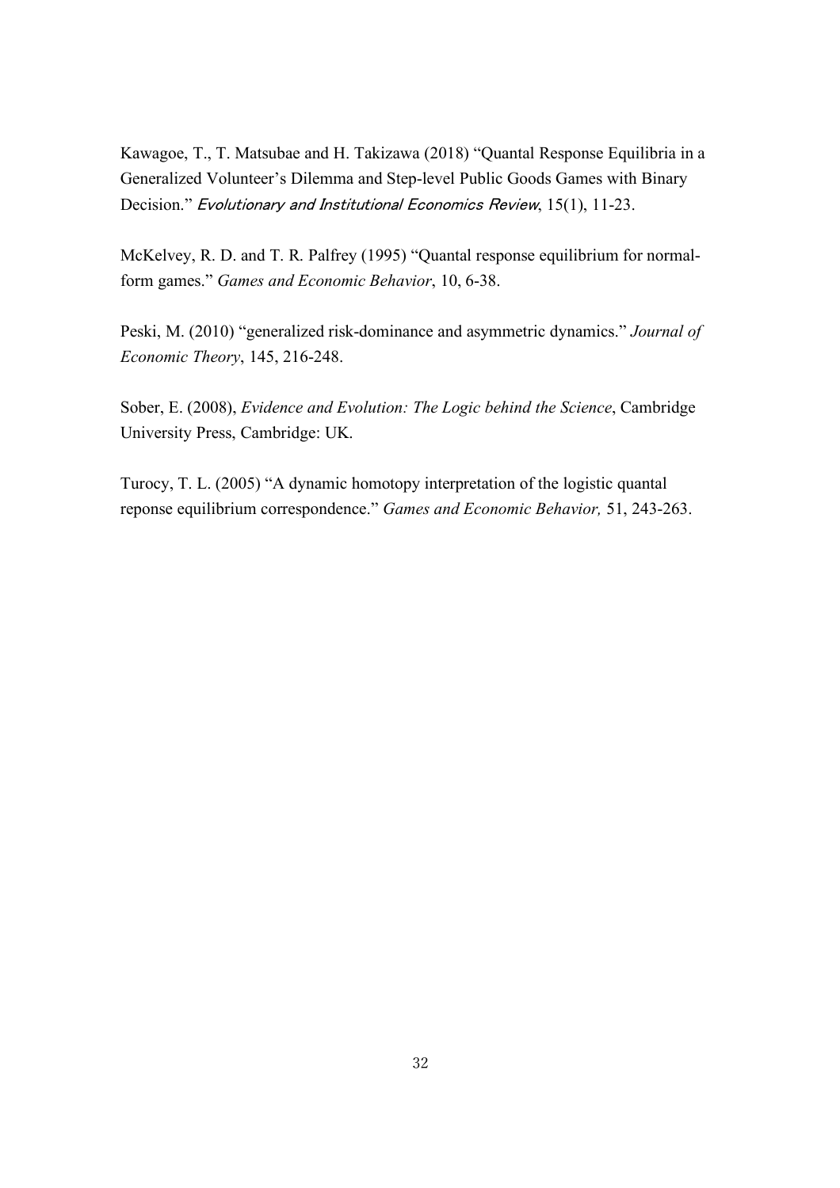Kawagoe, T., T. Matsubae and H. Takizawa (2018) "Quantal Response Equilibria in a Generalized Volunteer's Dilemma and Step-level Public Goods Games with Binary Decision." *Evolutionary and Institutional Economics Review*, 15(1), 11-23.

McKelvey, R. D. and T. R. Palfrey (1995) "Quantal response equilibrium for normal-form games." *Games and Economic Behavior*, 10, 6-38.

Peski, M. (2010) "generalized risk-dominance and asymmetric dynamics." *Journal of Economic Theory*, 145, 216-248.

Sober, E. (2008), *Evidence and Evolution: The Logic behind the Science*, Cambridge University Press, Cambridge: UK.

Turocy, T. L. (2005) "A dynamic homotopy interpretation of the logistic quantal reponse equilibrium correspondence." *Games and Economic Behavior,* 51, 243-263.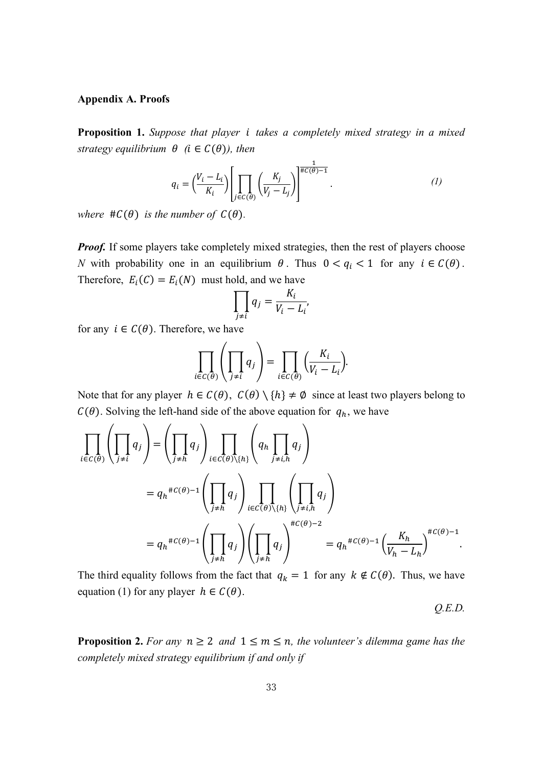**Appendix A. Proofs**

**Proposition 1.** *Suppose that player $i$ takes a completely mixed strategy in a mixed strategy equilibrium $\theta$ ($i \in C(\theta)$), then*

$$q_i = \left(\frac{V_i - L_i}{K_i}\right)\left[\prod_{j \in C(\theta)}\left(\frac{K_j}{V_j - L_j}\right)\right]^{\frac{1}{\#C(\theta)-1}}. \tag{1}$$

*where $\#C(\theta)$ is the number of $C(\theta)$.*

***Proof.*** If some players take completely mixed strategies, then the rest of players choose *N* with probability one in an equilibrium $\theta$. Thus $0 < q_i < 1$ for any $i \in C(\theta)$. Therefore, $E_i(C) = E_i(N)$ must hold, and we have

$$\prod_{j \neq i} q_j = \frac{K_i}{V_i - L_i},$$

for any $i \in C(\theta)$. Therefore, we have

$$\prod_{i \in C(\theta)}\left(\prod_{j \neq i} q_j\right) = \prod_{i \in C(\theta)}\left(\frac{K_i}{V_i - L_i}\right).$$

Note that for any player $h \in C(\theta)$, $C(\theta) \setminus \{h\} \neq \emptyset$ since at least two players belong to $C(\theta)$. Solving the left-hand side of the above equation for $q_h$, we have

$$\begin{aligned}
\prod_{i \in C(\theta)}\left(\prod_{j \neq i} q_j\right) &= \left(\prod_{j \neq h} q_j\right)\prod_{i \in C(\theta)\setminus\{h\}}\left(q_h \prod_{j \neq i,h} q_j\right) \\
&= {q_h}^{\#C(\theta)-1}\left(\prod_{j \neq h} q_j\right)\prod_{i \in C(\theta)\setminus\{h\}}\left(\prod_{j \neq i,h} q_j\right) \\
&= {q_h}^{\#C(\theta)-1}\left(\prod_{j \neq h} q_j\right)\left(\prod_{j \neq h} q_j\right)^{\#C(\theta)-2} = {q_h}^{\#C(\theta)-1}\left(\frac{K_h}{V_h - L_h}\right)^{\#C(\theta)-1}.
\end{aligned}$$

The third equality follows from the fact that $q_k = 1$ for any $k \notin C(\theta)$. Thus, we have equation (1) for any player $h \in C(\theta)$.

*Q.E.D.*

**Proposition 2.** *For any $n \geq 2$ and $1 \leq m \leq n$, the volunteer's dilemma game has the completely mixed strategy equilibrium if and only if*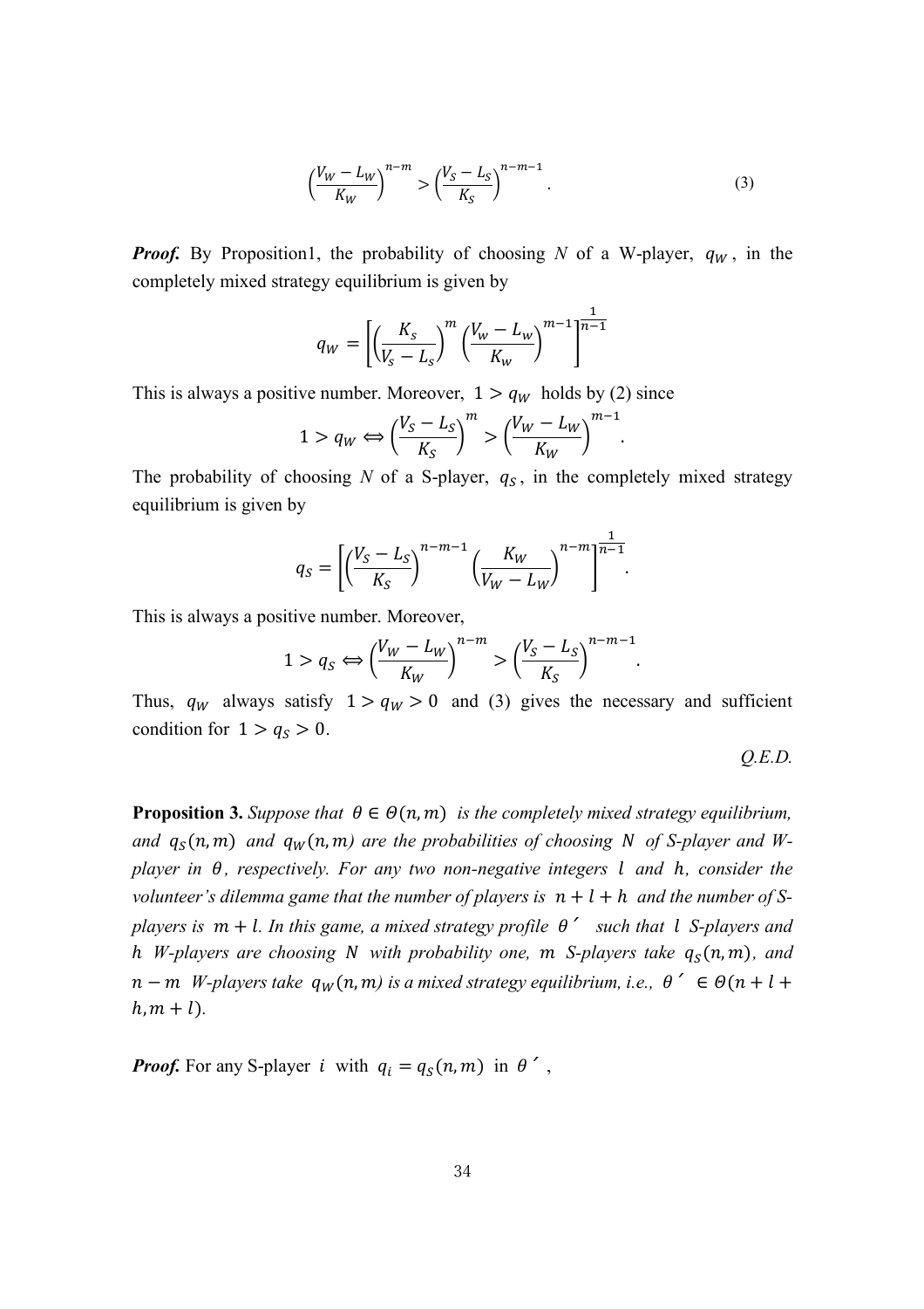$$\left(\frac{V_W - L_W}{K_W}\right)^{n-m} > \left(\frac{V_S - L_S}{K_S}\right)^{n-m-1}. \tag{3}$$

***Proof.*** By Proposition1, the probability of choosing *N* of a W-player, $q_W$, in the completely mixed strategy equilibrium is given by

$$q_W = \left[\left(\frac{K_s}{V_s - L_s}\right)^m \left(\frac{V_w - L_w}{K_w}\right)^{m-1}\right]^{\frac{1}{n-1}}$$

This is always a positive number. Moreover, $1 > q_W$ holds by (2) since

$$1 > q_W \Leftrightarrow \left(\frac{V_S - L_S}{K_S}\right)^m > \left(\frac{V_W - L_W}{K_W}\right)^{m-1}.$$

The probability of choosing *N* of a S-player, $q_S$, in the completely mixed strategy equilibrium is given by

$$q_S = \left[\left(\frac{V_S - L_S}{K_S}\right)^{n-m-1} \left(\frac{K_W}{V_W - L_W}\right)^{n-m}\right]^{\frac{1}{n-1}}.$$

This is always a positive number. Moreover,

$$1 > q_S \Leftrightarrow \left(\frac{V_W - L_W}{K_W}\right)^{n-m} > \left(\frac{V_S - L_S}{K_S}\right)^{n-m-1}.$$

Thus, $q_W$ always satisfy $1 > q_W > 0$ and (3) gives the necessary and sufficient condition for $1 > q_S > 0$.

*Q.E.D.*

**Proposition 3.** *Suppose that $\theta \in \Theta(n, m)$ is the completely mixed strategy equilibrium, and $q_S(n, m)$ and $q_W(n, m)$ are the probabilities of choosing $N$ of S-player and W-player in $\theta$, respectively. For any two non-negative integers $l$ and $h$, consider the volunteer's dilemma game that the number of players is $n + l + h$ and the number of S-players is $m + l$. In this game, a mixed strategy profile $\theta'$ such that $l$ S-players and $h$ W-players are choosing $N$ with probability one, $m$ S-players take $q_S(n, m)$, and $n - m$ W-players take $q_W(n, m)$ is a mixed strategy equilibrium, i.e., $\theta' \in \Theta(n + l + h, m + l)$.*

***Proof.*** For any S-player $i$ with $q_i = q_S(n, m)$ in $\theta'$,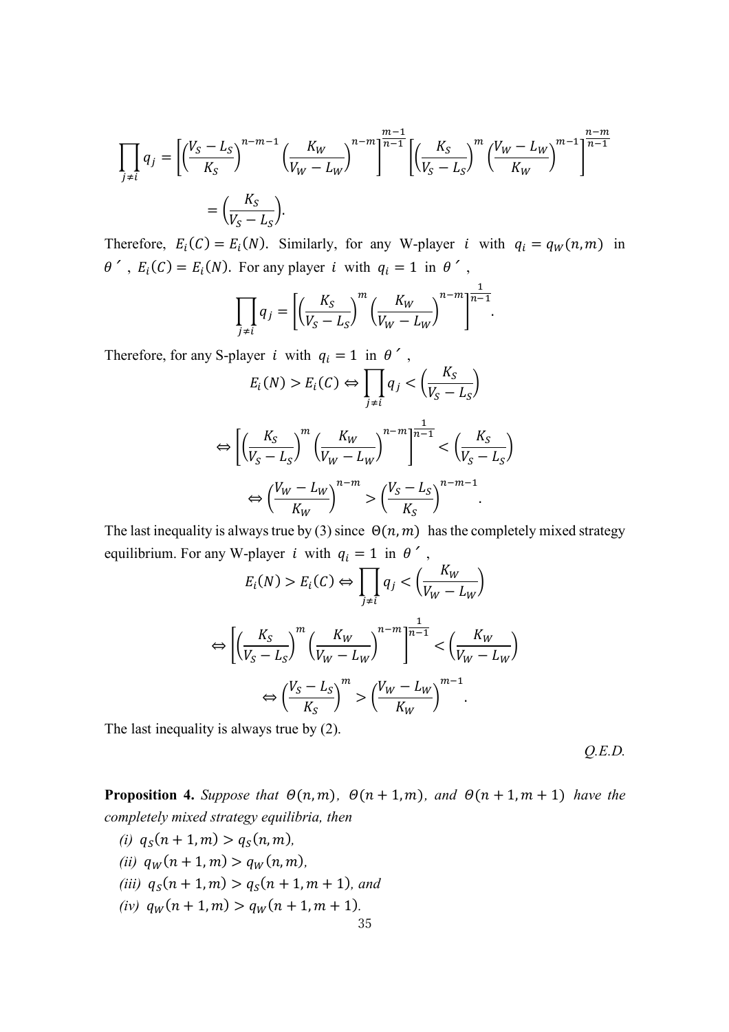$$\prod_{j \neq i} q_j = \left[ \left( \frac{V_S - L_S}{K_S} \right)^{n-m-1} \left( \frac{K_W}{V_W - L_W} \right)^{n-m} \right]^{\frac{m-1}{n-1}} \left[ \left( \frac{K_S}{V_S - L_S} \right)^{m} \left( \frac{V_W - L_W}{K_W} \right)^{m-1} \right]^{\frac{n-m}{n-1}}$$

$$= \left( \frac{K_S}{V_S - L_S} \right).$$

Therefore, $E_i(C) = E_i(N)$. Similarly, for any W-player $i$ with $q_i = q_W(n,m)$ in $\theta'$, $E_i(C) = E_i(N)$. For any player $i$ with $q_i = 1$ in $\theta'$,

$$\prod_{j \neq i} q_j = \left[ \left( \frac{K_S}{V_S - L_S} \right)^{m} \left( \frac{K_W}{V_W - L_W} \right)^{n-m} \right]^{\frac{1}{n-1}}.$$

Therefore, for any S-player $i$ with $q_i = 1$ in $\theta'$,

$$E_i(N) > E_i(C) \Leftrightarrow \prod_{j \neq i} q_j < \left( \frac{K_S}{V_S - L_S} \right)$$

$$\Leftrightarrow \left[ \left( \frac{K_S}{V_S - L_S} \right)^{m} \left( \frac{K_W}{V_W - L_W} \right)^{n-m} \right]^{\frac{1}{n-1}} < \left( \frac{K_S}{V_S - L_S} \right)$$

$$\Leftrightarrow \left( \frac{V_W - L_W}{K_W} \right)^{n-m} > \left( \frac{V_S - L_S}{K_S} \right)^{n-m-1}.$$

The last inequality is always true by (3) since $\Theta(n,m)$ has the completely mixed strategy equilibrium. For any W-player $i$ with $q_i = 1$ in $\theta'$,

$$E_i(N) > E_i(C) \Leftrightarrow \prod_{j \neq i} q_j < \left( \frac{K_W}{V_W - L_W} \right)$$

$$\Leftrightarrow \left[ \left( \frac{K_S}{V_S - L_S} \right)^{m} \left( \frac{K_W}{V_W - L_W} \right)^{n-m} \right]^{\frac{1}{n-1}} < \left( \frac{K_W}{V_W - L_W} \right)$$

$$\Leftrightarrow \left( \frac{V_S - L_S}{K_S} \right)^{m} > \left( \frac{V_W - L_W}{K_W} \right)^{m-1}.$$

The last inequality is always true by (2).

*Q.E.D.*

**Proposition 4.** *Suppose that $\Theta(n,m)$, $\Theta(n+1,m)$, and $\Theta(n+1,m+1)$ have the completely mixed strategy equilibria, then*

*(i)* $q_S(n+1,m) > q_S(n,m)$,

*(ii)* $q_W(n+1,m) > q_W(n,m)$,

*(iii)* $q_S(n+1,m) > q_S(n+1,m+1)$, *and*

*(iv)* $q_W(n+1,m) > q_W(n+1,m+1)$.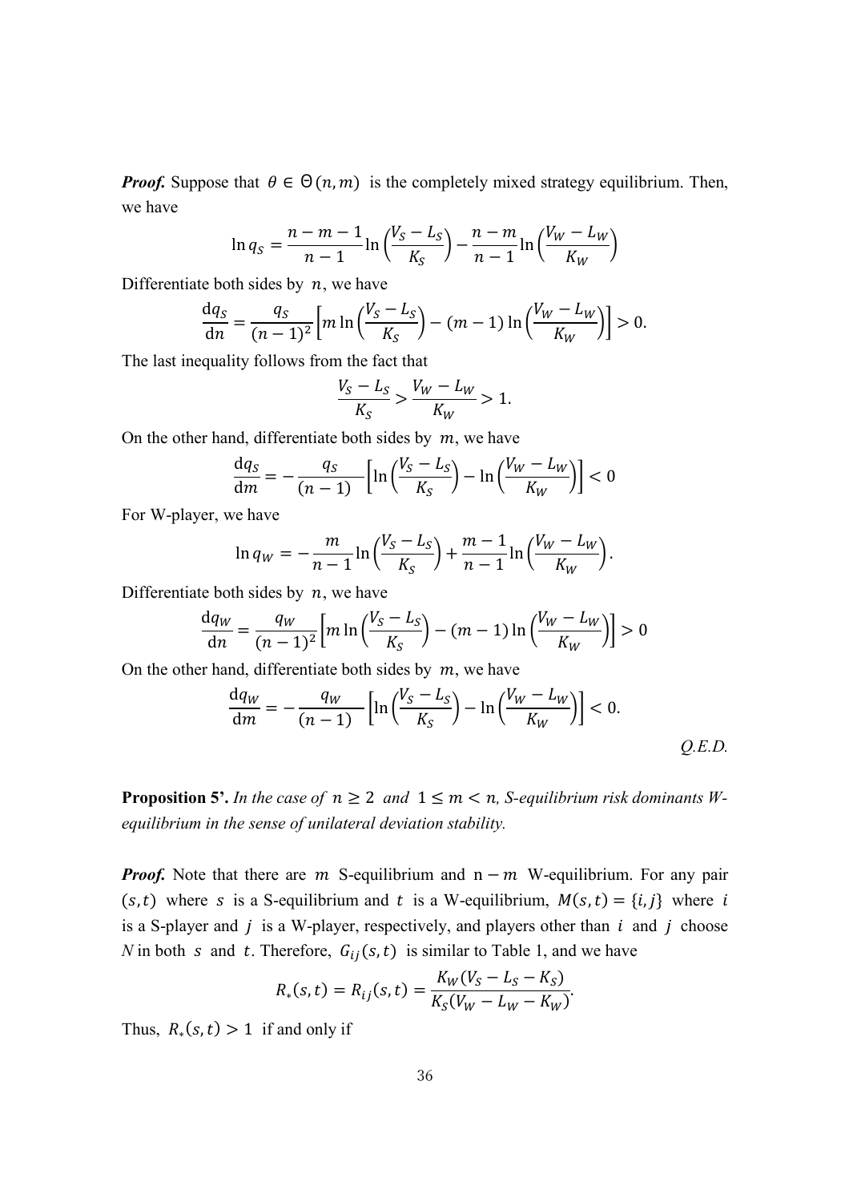***Proof.*** Suppose that $\theta \in \Theta(n, m)$ is the completely mixed strategy equilibrium. Then, we have

$$\ln q_S = \frac{n-m-1}{n-1}\ln\left(\frac{V_S - L_S}{K_S}\right) - \frac{n-m}{n-1}\ln\left(\frac{V_W - L_W}{K_W}\right)$$

Differentiate both sides by $n$, we have

$$\frac{\mathrm{d}q_S}{\mathrm{d}n} = \frac{q_S}{(n-1)^2}\left[m\ln\left(\frac{V_S - L_S}{K_S}\right) - (m-1)\ln\left(\frac{V_W - L_W}{K_W}\right)\right] > 0.$$

The last inequality follows from the fact that

$$\frac{V_S - L_S}{K_S} > \frac{V_W - L_W}{K_W} > 1.$$

On the other hand, differentiate both sides by $m$, we have

$$\frac{\mathrm{d}q_S}{\mathrm{d}m} = -\frac{q_S}{(n-1)}\left[\ln\left(\frac{V_S - L_S}{K_S}\right) - \ln\left(\frac{V_W - L_W}{K_W}\right)\right] < 0$$

For W-player, we have

$$\ln q_W = -\frac{m}{n-1}\ln\left(\frac{V_S - L_S}{K_S}\right) + \frac{m-1}{n-1}\ln\left(\frac{V_W - L_W}{K_W}\right).$$

Differentiate both sides by $n$, we have

$$\frac{\mathrm{d}q_W}{\mathrm{d}n} = \frac{q_W}{(n-1)^2}\left[m\ln\left(\frac{V_S - L_S}{K_S}\right) - (m-1)\ln\left(\frac{V_W - L_W}{K_W}\right)\right] > 0$$

On the other hand, differentiate both sides by $m$, we have

$$\frac{\mathrm{d}q_W}{\mathrm{d}m} = -\frac{q_W}{(n-1)}\left[\ln\left(\frac{V_S - L_S}{K_S}\right) - \ln\left(\frac{V_W - L_W}{K_W}\right)\right] < 0.$$

*Q.E.D.*

**Proposition 5'.** *In the case of $n \geq 2$ and $1 \leq m < n$, S-equilibrium risk dominants W-equilibrium in the sense of unilateral deviation stability.*

***Proof.*** Note that there are $m$ S-equilibrium and $n - m$ W-equilibrium. For any pair $(s, t)$ where $s$ is a S-equilibrium and $t$ is a W-equilibrium, $M(s, t) = \{i, j\}$ where $i$ is a S-player and $j$ is a W-player, respectively, and players other than $i$ and $j$ choose *N* in both $s$ and $t$. Therefore, $G_{ij}(s, t)$ is similar to Table 1, and we have

$$R_*(s, t) = R_{ij}(s, t) = \frac{K_W(V_S - L_S - K_S)}{K_S(V_W - L_W - K_W)}.$$

Thus, $R_*(s, t) > 1$ if and only if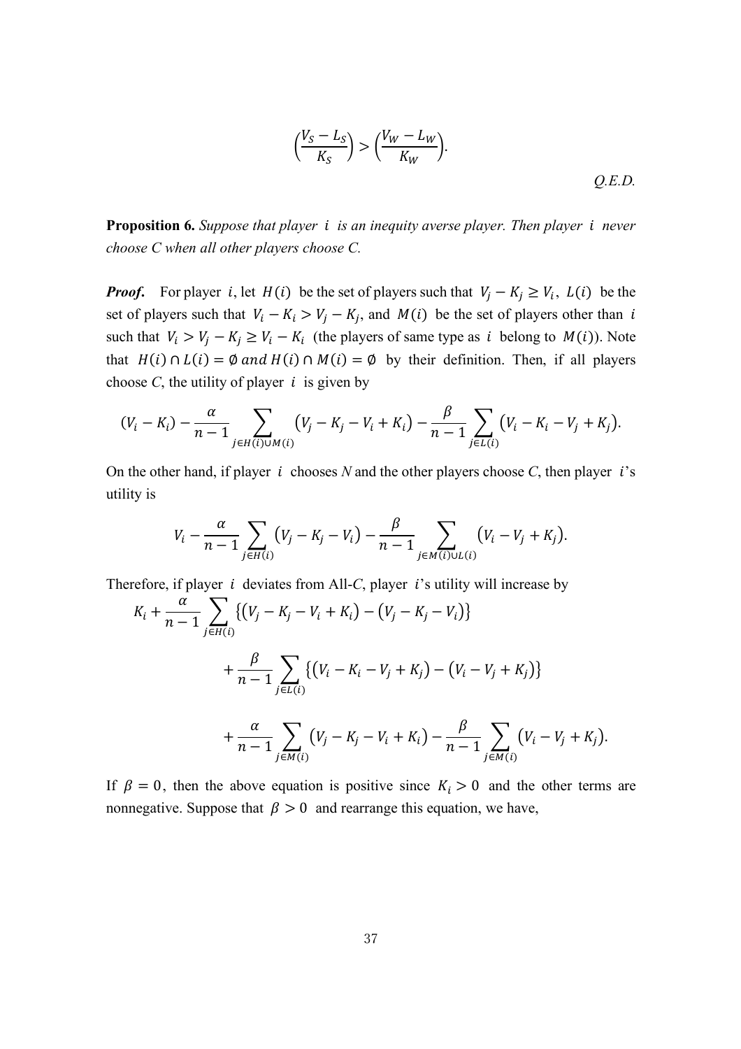$$\left(\frac{V_S - L_S}{K_S}\right) > \left(\frac{V_W - L_W}{K_W}\right).$$

*Q.E.D.*

**Proposition 6.** *Suppose that player* $i$ *is an inequity averse player. Then player* $i$ *never choose C when all other players choose C.*

***Proof.*** For player $i$, let $H(i)$ be the set of players such that $V_j - K_j \geq V_i$, $L(i)$ be the set of players such that $V_i - K_i > V_j - K_j$, and $M(i)$ be the set of players other than $i$ such that $V_i > V_j - K_j \geq V_i - K_i$ (the players of same type as $i$ belong to $M(i)$). Note that $H(i) \cap L(i) = \emptyset$ *and* $H(i) \cap M(i) = \emptyset$ by their definition. Then, if all players choose *C*, the utility of player $i$ is given by

$$(V_i - K_i) - \frac{\alpha}{n-1}\sum_{j \in H(i) \cup M(i)} \left(V_j - K_j - V_i + K_i\right) - \frac{\beta}{n-1}\sum_{j \in L(i)} \left(V_i - K_i - V_j + K_j\right).$$

On the other hand, if player $i$ chooses *N* and the other players choose *C*, then player $i$'s utility is

$$V_i - \frac{\alpha}{n-1}\sum_{j \in H(i)} \left(V_j - K_j - V_i\right) - \frac{\beta}{n-1}\sum_{j \in M(i) \cup L(i)} \left(V_i - V_j + K_j\right).$$

Therefore, if player $i$ deviates from All-*C*, player $i$'s utility will increase by

$$K_i + \frac{\alpha}{n-1}\sum_{j \in H(i)} \left\{\left(V_j - K_j - V_i + K_i\right) - \left(V_j - K_j - V_i\right)\right\}$$

$$+ \frac{\beta}{n-1}\sum_{j \in L(i)} \left\{\left(V_i - K_i - V_j + K_j\right) - \left(V_i - V_j + K_j\right)\right\}$$

$$+ \frac{\alpha}{n-1}\sum_{j \in M(i)} \left(V_j - K_j - V_i + K_i\right) - \frac{\beta}{n-1}\sum_{j \in M(i)} \left(V_i - V_j + K_j\right).$$

If $\beta = 0$, then the above equation is positive since $K_i > 0$ and the other terms are nonnegative. Suppose that $\beta > 0$ and rearrange this equation, we have,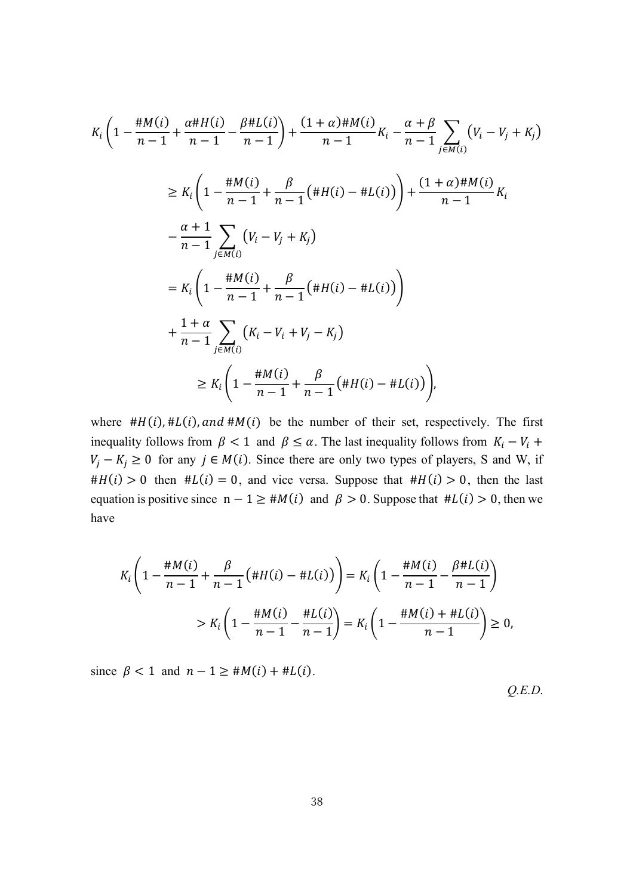$$
K_i\left(1-\frac{\#M(i)}{n-1}+\frac{\alpha\#H(i)}{n-1}-\frac{\beta\#L(i)}{n-1}\right)+\frac{(1+\alpha)\#M(i)}{n-1}K_i-\frac{\alpha+\beta}{n-1}\sum_{j\in M(i)}\left(V_i-V_j+K_j\right)
$$

$$
\geq K_i\left(1-\frac{\#M(i)}{n-1}+\frac{\beta}{n-1}\left(\#H(i)-\#L(i)\right)\right)+\frac{(1+\alpha)\#M(i)}{n-1}K_i
$$

$$
-\frac{\alpha+1}{n-1}\sum_{j\in M(i)}\left(V_i-V_j+K_j\right)
$$

$$
=K_i\left(1-\frac{\#M(i)}{n-1}+\frac{\beta}{n-1}\left(\#H(i)-\#L(i)\right)\right)
$$

$$
+\frac{1+\alpha}{n-1}\sum_{j\in M(i)}\left(K_i-V_i+V_j-K_j\right)
$$

$$
\geq K_i\left(1-\frac{\#M(i)}{n-1}+\frac{\beta}{n-1}\left(\#H(i)-\#L(i)\right)\right),
$$

where $\#H(i), \#L(i), and\ \#M(i)$ be the number of their set, respectively. The first inequality follows from $\beta < 1$ and $\beta \leq \alpha$. The last inequality follows from $K_i - V_i + V_j - K_j \geq 0$ for any $j \in M(i)$. Since there are only two types of players, S and W, if $\#H(i) > 0$ then $\#L(i) = 0$, and vice versa. Suppose that $\#H(i) > 0$, then the last equation is positive since $n - 1 \geq \#M(i)$ and $\beta > 0$. Suppose that $\#L(i) > 0$, then we have

$$
K_i\left(1-\frac{\#M(i)}{n-1}+\frac{\beta}{n-1}\left(\#H(i)-\#L(i)\right)\right)=K_i\left(1-\frac{\#M(i)}{n-1}-\frac{\beta\#L(i)}{n-1}\right)
$$

$$
>K_i\left(1-\frac{\#M(i)}{n-1}-\frac{\#L(i)}{n-1}\right)=K_i\left(1-\frac{\#M(i)+\#L(i)}{n-1}\right)\geq 0,
$$

since $\beta < 1$ and $n - 1 \geq \#M(i) + \#L(i)$.

*Q.E.D.*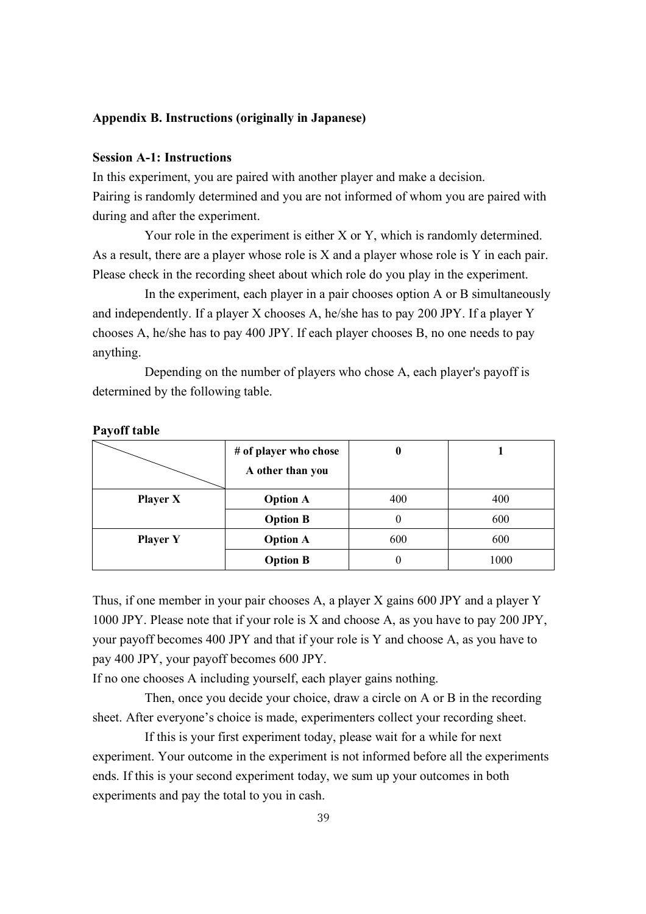**Appendix B. Instructions (originally in Japanese)**

**Session A-1: Instructions**

In this experiment, you are paired with another player and make a decision.
Pairing is randomly determined and you are not informed of whom you are paired with during and after the experiment.

Your role in the experiment is either X or Y, which is randomly determined. As a result, there are a player whose role is X and a player whose role is Y in each pair. Please check in the recording sheet about which role do you play in the experiment.

In the experiment, each player in a pair chooses option A or B simultaneously and independently. If a player X chooses A, he/she has to pay 200 JPY. If a player Y chooses A, he/she has to pay 400 JPY. If each player chooses B, no one needs to pay anything.

Depending on the number of players who chose A, each player's payoff is determined by the following table.

**Payoff table**

| | **# of player who chose A other than you** | **0** | **1** |
|---|---|---|---|
| **Player X** | **Option A** | 400 | 400 |
| | **Option B** | 0 | 600 |
| **Player Y** | **Option A** | 600 | 600 |
| | **Option B** | 0 | 1000 |

Thus, if one member in your pair chooses A, a player X gains 600 JPY and a player Y 1000 JPY. Please note that if your role is X and choose A, as you have to pay 200 JPY, your payoff becomes 400 JPY and that if your role is Y and choose A, as you have to pay 400 JPY, your payoff becomes 600 JPY.
If no one chooses A including yourself, each player gains nothing.

Then, once you decide your choice, draw a circle on A or B in the recording sheet. After everyone's choice is made, experimenters collect your recording sheet.

If this is your first experiment today, please wait for a while for next experiment. Your outcome in the experiment is not informed before all the experiments ends. If this is your second experiment today, we sum up your outcomes in both experiments and pay the total to you in cash.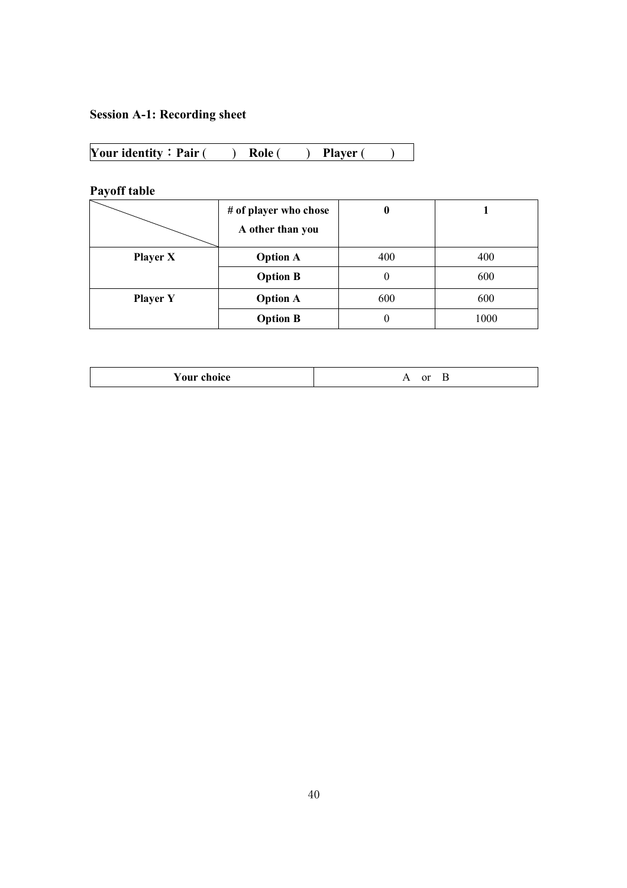**Session A-1: Recording sheet**

| Your identity：Pair (  )  Role (  )  Player (  ) |
|---|

**Payoff table**

| | # of player who chose A other than you | 0 | 1 |
|---|---|---|---|
| **Player X** | **Option A** | 400 | 400 |
| | **Option B** | 0 | 600 |
| **Player Y** | **Option A** | 600 | 600 |
| | **Option B** | 0 | 1000 |

| Your choice | A or B |
|---|---|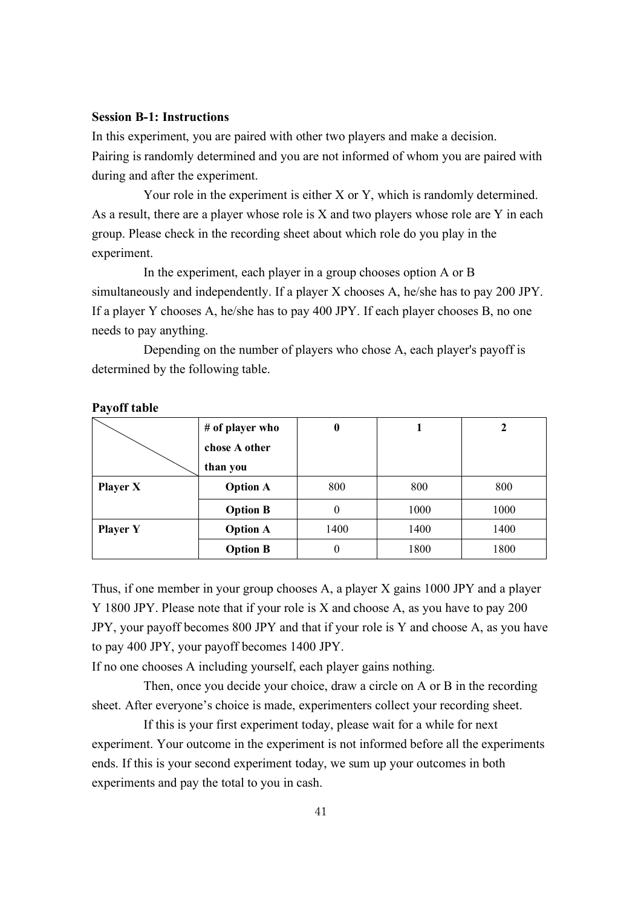**Session B-1: Instructions**

In this experiment, you are paired with other two players and make a decision. Pairing is randomly determined and you are not informed of whom you are paired with during and after the experiment.

Your role in the experiment is either X or Y, which is randomly determined. As a result, there are a player whose role is X and two players whose role are Y in each group. Please check in the recording sheet about which role do you play in the experiment.

In the experiment, each player in a group chooses option A or B simultaneously and independently. If a player X chooses A, he/she has to pay 200 JPY. If a player Y chooses A, he/she has to pay 400 JPY. If each player chooses B, no one needs to pay anything.

Depending on the number of players who chose A, each player's payoff is determined by the following table.

**Payoff table**

| | **# of player who chose A other than you** | **0** | **1** | **2** |
|---|---|---|---|---|
| **Player X** | **Option A** | 800 | 800 | 800 |
| | **Option B** | 0 | 1000 | 1000 |
| **Player Y** | **Option A** | 1400 | 1400 | 1400 |
| | **Option B** | 0 | 1800 | 1800 |

Thus, if one member in your group chooses A, a player X gains 1000 JPY and a player Y 1800 JPY. Please note that if your role is X and choose A, as you have to pay 200 JPY, your payoff becomes 800 JPY and that if your role is Y and choose A, as you have to pay 400 JPY, your payoff becomes 1400 JPY.

If no one chooses A including yourself, each player gains nothing.

Then, once you decide your choice, draw a circle on A or B in the recording sheet. After everyone's choice is made, experimenters collect your recording sheet.

If this is your first experiment today, please wait for a while for next experiment. Your outcome in the experiment is not informed before all the experiments ends. If this is your second experiment today, we sum up your outcomes in both experiments and pay the total to you in cash.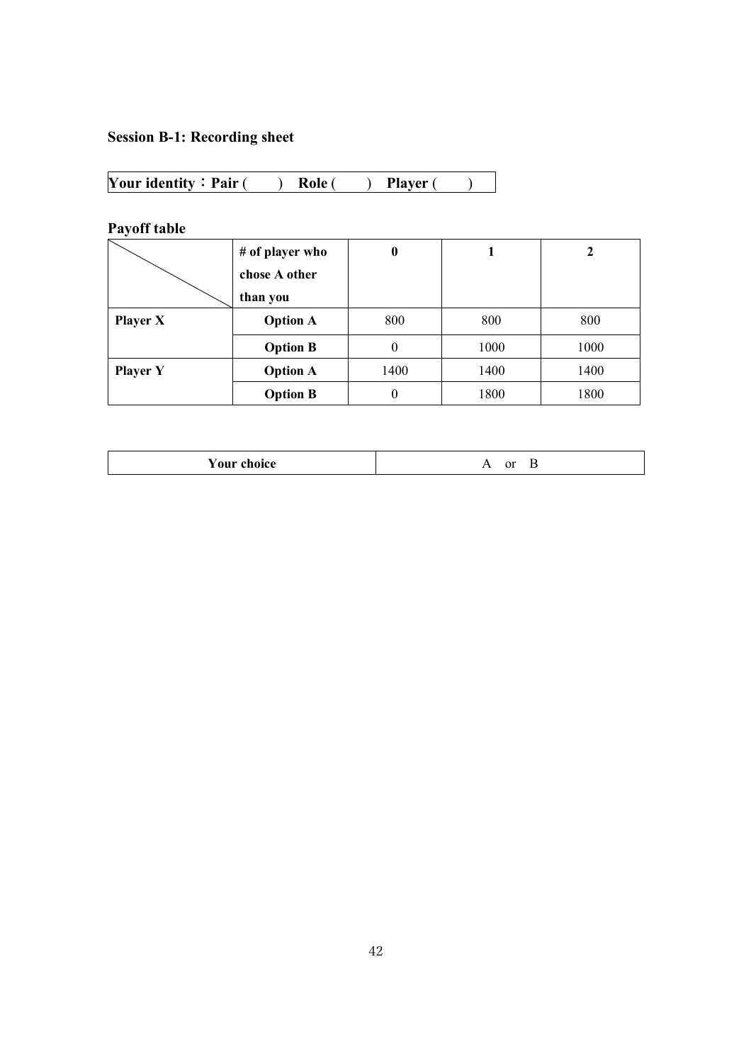**Session B-1: Recording sheet**

**Your identity：Pair (　　)　Role (　　)　Player (　　)**

**Payoff table**

| | # of player who chose A other than you | 0 | 1 | 2 |
|---|---|---|---|---|
| **Player X** | **Option A** | 800 | 800 | 800 |
| | **Option B** | 0 | 1000 | 1000 |
| **Player Y** | **Option A** | 1400 | 1400 | 1400 |
| | **Option B** | 0 | 1800 | 1800 |

| | |
|---|---|
| **Your choice** | A　or　B |